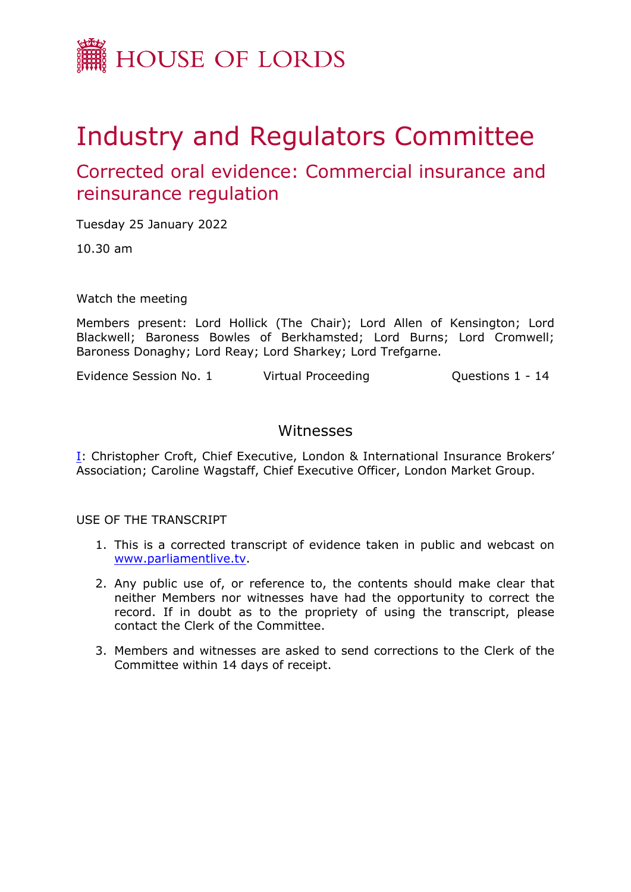# HOUSE OF LORDS

# Industry and Regulators Committee

## Corrected oral evidence: Commercial insurance and reinsurance regulation

Tuesday 25 January 2022

10.30 am

Watch the meeting

Members present: Lord Hollick (The Chair); Lord Allen of Kensington; Lord Blackwell; Baroness Bowles of Berkhamsted; Lord Burns; Lord Cromwell; Baroness Donaghy; Lord Reay; Lord Sharkey; Lord Trefgarne.

Evidence Session No. 1 | Virtual Proceeding | Questions 1 - 14

### Witnesses

I: Christopher Croft, Chief Executive, London & International Insurance Brokers' Association; Caroline Wagstaff, Chief Executive Officer, London Market Group.

USE OF THE TRANSCRIPT

1. This is a corrected transcript of evidence taken in public and webcast on www.parliamentlive.tv.
2. Any public use of, or reference to, the contents should make clear that neither Members nor witnesses have had the opportunity to correct the record. If in doubt as to the propriety of using the transcript, please contact the Clerk of the Committee.
3. Members and witnesses are asked to send corrections to the Clerk of the Committee within 14 days of receipt.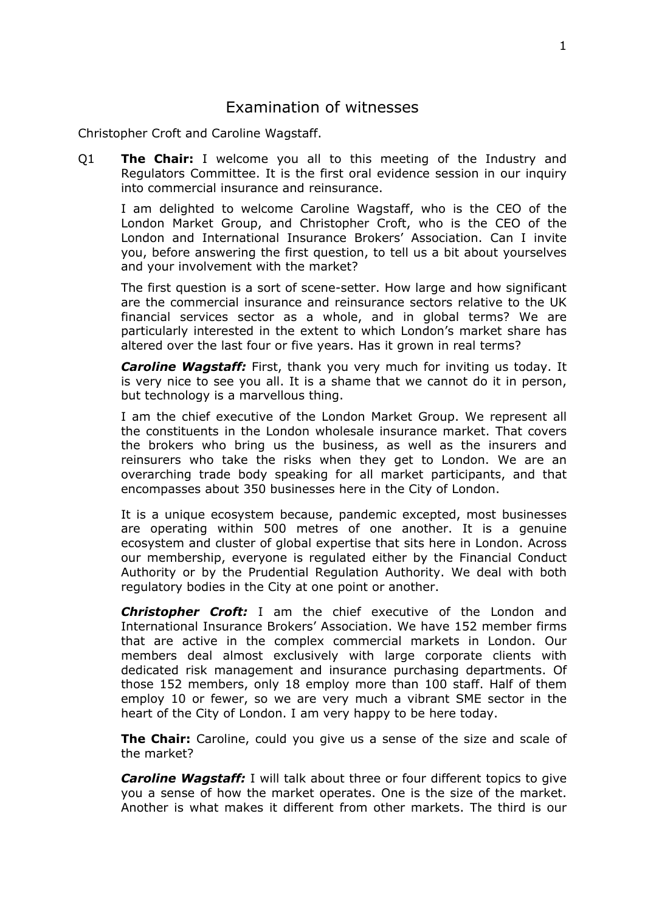# Examination of witnesses

Christopher Croft and Caroline Wagstaff.

Q1 **The Chair:** I welcome you all to this meeting of the Industry and Regulators Committee. It is the first oral evidence session in our inquiry into commercial insurance and reinsurance.

I am delighted to welcome Caroline Wagstaff, who is the CEO of the London Market Group, and Christopher Croft, who is the CEO of the London and International Insurance Brokers' Association. Can I invite you, before answering the first question, to tell us a bit about yourselves and your involvement with the market?

The first question is a sort of scene-setter. How large and how significant are the commercial insurance and reinsurance sectors relative to the UK financial services sector as a whole, and in global terms? We are particularly interested in the extent to which London's market share has altered over the last four or five years. Has it grown in real terms?

***Caroline Wagstaff:*** First, thank you very much for inviting us today. It is very nice to see you all. It is a shame that we cannot do it in person, but technology is a marvellous thing.

I am the chief executive of the London Market Group. We represent all the constituents in the London wholesale insurance market. That covers the brokers who bring us the business, as well as the insurers and reinsurers who take the risks when they get to London. We are an overarching trade body speaking for all market participants, and that encompasses about 350 businesses here in the City of London.

It is a unique ecosystem because, pandemic excepted, most businesses are operating within 500 metres of one another. It is a genuine ecosystem and cluster of global expertise that sits here in London. Across our membership, everyone is regulated either by the Financial Conduct Authority or by the Prudential Regulation Authority. We deal with both regulatory bodies in the City at one point or another.

***Christopher Croft:*** I am the chief executive of the London and International Insurance Brokers' Association. We have 152 member firms that are active in the complex commercial markets in London. Our members deal almost exclusively with large corporate clients with dedicated risk management and insurance purchasing departments. Of those 152 members, only 18 employ more than 100 staff. Half of them employ 10 or fewer, so we are very much a vibrant SME sector in the heart of the City of London. I am very happy to be here today.

**The Chair:** Caroline, could you give us a sense of the size and scale of the market?

***Caroline Wagstaff:*** I will talk about three or four different topics to give you a sense of how the market operates. One is the size of the market. Another is what makes it different from other markets. The third is our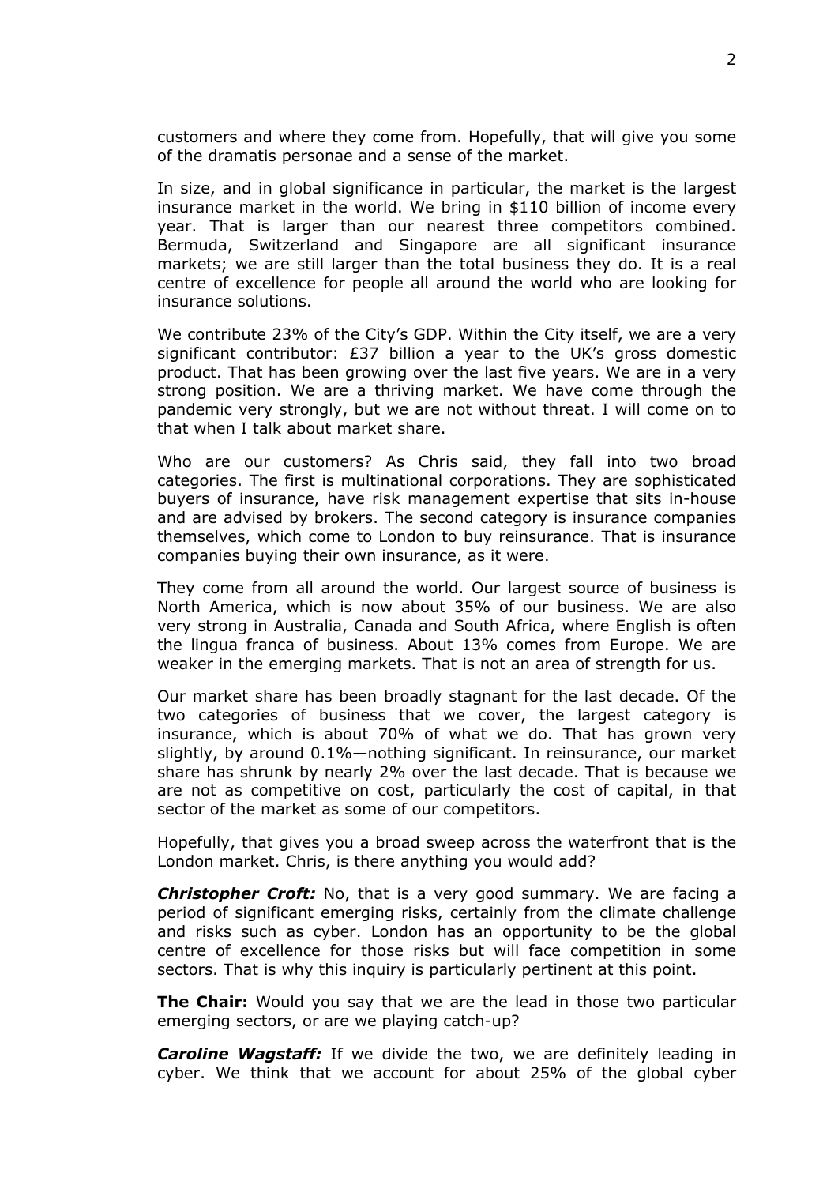customers and where they come from. Hopefully, that will give you some of the dramatis personae and a sense of the market.

In size, and in global significance in particular, the market is the largest insurance market in the world. We bring in $110 billion of income every year. That is larger than our nearest three competitors combined. Bermuda, Switzerland and Singapore are all significant insurance markets; we are still larger than the total business they do. It is a real centre of excellence for people all around the world who are looking for insurance solutions.

We contribute 23% of the City's GDP. Within the City itself, we are a very significant contributor: £37 billion a year to the UK's gross domestic product. That has been growing over the last five years. We are in a very strong position. We are a thriving market. We have come through the pandemic very strongly, but we are not without threat. I will come on to that when I talk about market share.

Who are our customers? As Chris said, they fall into two broad categories. The first is multinational corporations. They are sophisticated buyers of insurance, have risk management expertise that sits in-house and are advised by brokers. The second category is insurance companies themselves, which come to London to buy reinsurance. That is insurance companies buying their own insurance, as it were.

They come from all around the world. Our largest source of business is North America, which is now about 35% of our business. We are also very strong in Australia, Canada and South Africa, where English is often the lingua franca of business. About 13% comes from Europe. We are weaker in the emerging markets. That is not an area of strength for us.

Our market share has been broadly stagnant for the last decade. Of the two categories of business that we cover, the largest category is insurance, which is about 70% of what we do. That has grown very slightly, by around 0.1%—nothing significant. In reinsurance, our market share has shrunk by nearly 2% over the last decade. That is because we are not as competitive on cost, particularly the cost of capital, in that sector of the market as some of our competitors.

Hopefully, that gives you a broad sweep across the waterfront that is the London market. Chris, is there anything you would add?

***Christopher Croft:*** No, that is a very good summary. We are facing a period of significant emerging risks, certainly from the climate challenge and risks such as cyber. London has an opportunity to be the global centre of excellence for those risks but will face competition in some sectors. That is why this inquiry is particularly pertinent at this point.

**The Chair:** Would you say that we are the lead in those two particular emerging sectors, or are we playing catch-up?

***Caroline Wagstaff:*** If we divide the two, we are definitely leading in cyber. We think that we account for about 25% of the global cyber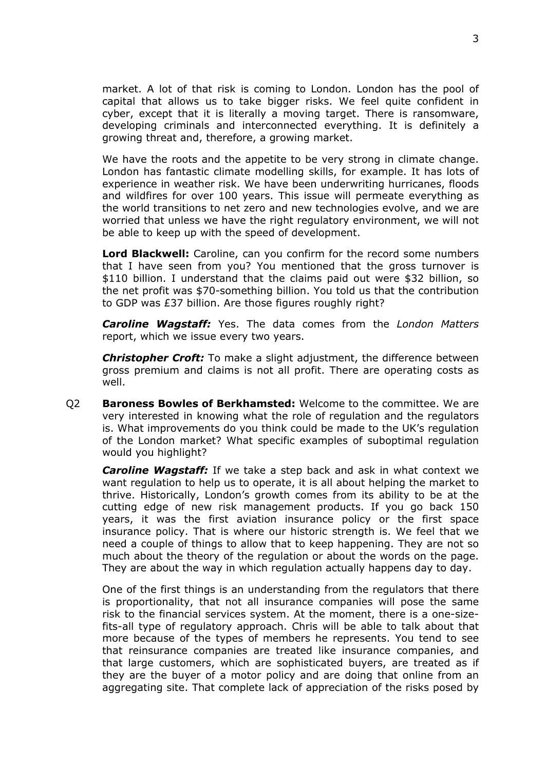market. A lot of that risk is coming to London. London has the pool of capital that allows us to take bigger risks. We feel quite confident in cyber, except that it is literally a moving target. There is ransomware, developing criminals and interconnected everything. It is definitely a growing threat and, therefore, a growing market.

We have the roots and the appetite to be very strong in climate change. London has fantastic climate modelling skills, for example. It has lots of experience in weather risk. We have been underwriting hurricanes, floods and wildfires for over 100 years. This issue will permeate everything as the world transitions to net zero and new technologies evolve, and we are worried that unless we have the right regulatory environment, we will not be able to keep up with the speed of development.

**Lord Blackwell:** Caroline, can you confirm for the record some numbers that I have seen from you? You mentioned that the gross turnover is $110 billion. I understand that the claims paid out were $32 billion, so the net profit was $70-something billion. You told us that the contribution to GDP was £37 billion. Are those figures roughly right?

***Caroline Wagstaff:*** Yes. The data comes from the *London Matters* report, which we issue every two years.

***Christopher Croft:*** To make a slight adjustment, the difference between gross premium and claims is not all profit. There are operating costs as well.

Q2 **Baroness Bowles of Berkhamsted:** Welcome to the committee. We are very interested in knowing what the role of regulation and the regulators is. What improvements do you think could be made to the UK's regulation of the London market? What specific examples of suboptimal regulation would you highlight?

***Caroline Wagstaff:*** If we take a step back and ask in what context we want regulation to help us to operate, it is all about helping the market to thrive. Historically, London's growth comes from its ability to be at the cutting edge of new risk management products. If you go back 150 years, it was the first aviation insurance policy or the first space insurance policy. That is where our historic strength is. We feel that we need a couple of things to allow that to keep happening. They are not so much about the theory of the regulation or about the words on the page. They are about the way in which regulation actually happens day to day.

One of the first things is an understanding from the regulators that there is proportionality, that not all insurance companies will pose the same risk to the financial services system. At the moment, there is a one-size-fits-all type of regulatory approach. Chris will be able to talk about that more because of the types of members he represents. You tend to see that reinsurance companies are treated like insurance companies, and that large customers, which are sophisticated buyers, are treated as if they are the buyer of a motor policy and are doing that online from an aggregating site. That complete lack of appreciation of the risks posed by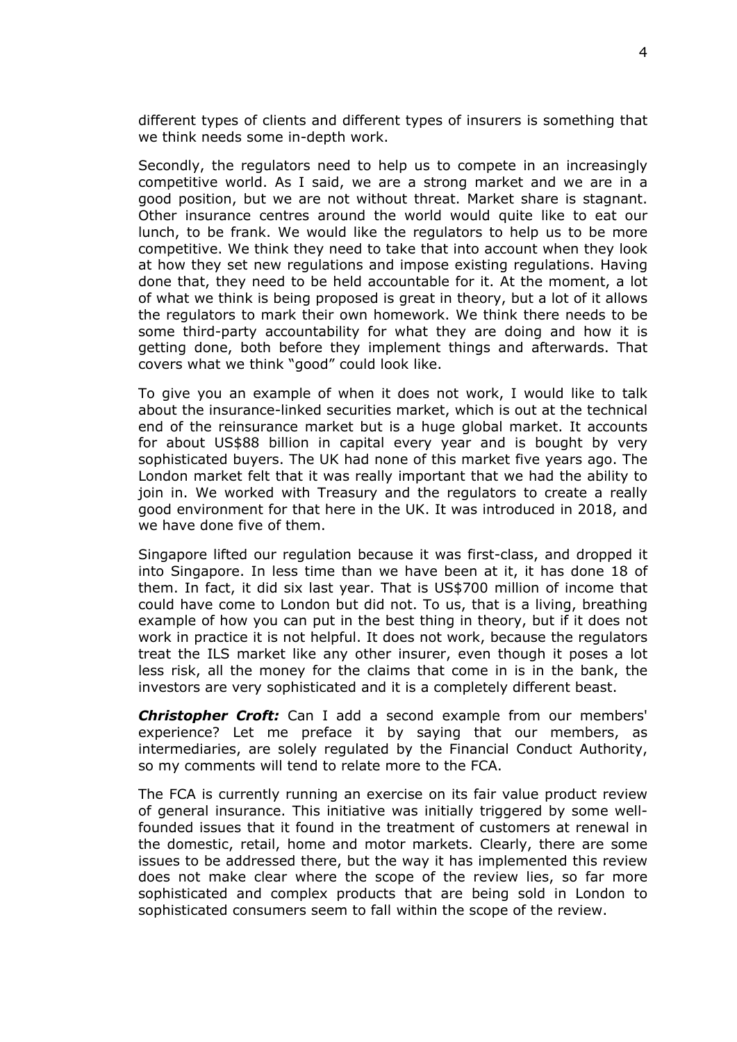different types of clients and different types of insurers is something that we think needs some in-depth work.

Secondly, the regulators need to help us to compete in an increasingly competitive world. As I said, we are a strong market and we are in a good position, but we are not without threat. Market share is stagnant. Other insurance centres around the world would quite like to eat our lunch, to be frank. We would like the regulators to help us to be more competitive. We think they need to take that into account when they look at how they set new regulations and impose existing regulations. Having done that, they need to be held accountable for it. At the moment, a lot of what we think is being proposed is great in theory, but a lot of it allows the regulators to mark their own homework. We think there needs to be some third-party accountability for what they are doing and how it is getting done, both before they implement things and afterwards. That covers what we think "good" could look like.

To give you an example of when it does not work, I would like to talk about the insurance-linked securities market, which is out at the technical end of the reinsurance market but is a huge global market. It accounts for about US$88 billion in capital every year and is bought by very sophisticated buyers. The UK had none of this market five years ago. The London market felt that it was really important that we had the ability to join in. We worked with Treasury and the regulators to create a really good environment for that here in the UK. It was introduced in 2018, and we have done five of them.

Singapore lifted our regulation because it was first-class, and dropped it into Singapore. In less time than we have been at it, it has done 18 of them. In fact, it did six last year. That is US$700 million of income that could have come to London but did not. To us, that is a living, breathing example of how you can put in the best thing in theory, but if it does not work in practice it is not helpful. It does not work, because the regulators treat the ILS market like any other insurer, even though it poses a lot less risk, all the money for the claims that come in is in the bank, the investors are very sophisticated and it is a completely different beast.

***Christopher Croft:*** Can I add a second example from our members' experience? Let me preface it by saying that our members, as intermediaries, are solely regulated by the Financial Conduct Authority, so my comments will tend to relate more to the FCA.

The FCA is currently running an exercise on its fair value product review of general insurance. This initiative was initially triggered by some well-founded issues that it found in the treatment of customers at renewal in the domestic, retail, home and motor markets. Clearly, there are some issues to be addressed there, but the way it has implemented this review does not make clear where the scope of the review lies, so far more sophisticated and complex products that are being sold in London to sophisticated consumers seem to fall within the scope of the review.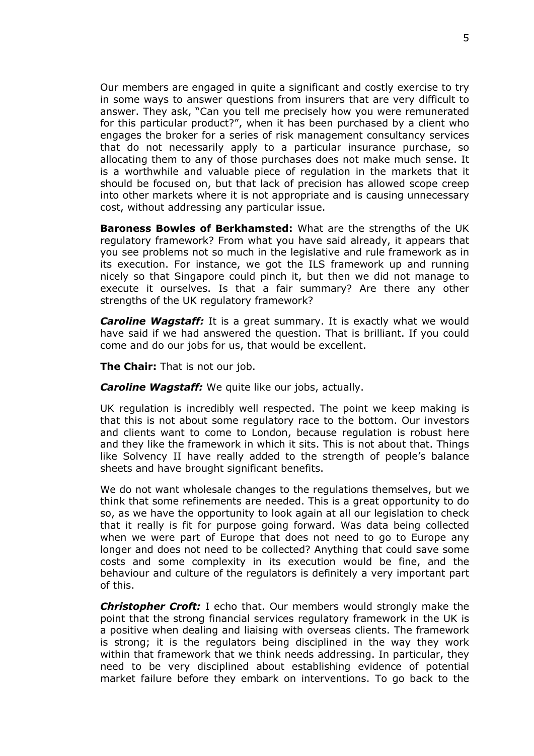Our members are engaged in quite a significant and costly exercise to try in some ways to answer questions from insurers that are very difficult to answer. They ask, "Can you tell me precisely how you were remunerated for this particular product?", when it has been purchased by a client who engages the broker for a series of risk management consultancy services that do not necessarily apply to a particular insurance purchase, so allocating them to any of those purchases does not make much sense. It is a worthwhile and valuable piece of regulation in the markets that it should be focused on, but that lack of precision has allowed scope creep into other markets where it is not appropriate and is causing unnecessary cost, without addressing any particular issue.

**Baroness Bowles of Berkhamsted:** What are the strengths of the UK regulatory framework? From what you have said already, it appears that you see problems not so much in the legislative and rule framework as in its execution. For instance, we got the ILS framework up and running nicely so that Singapore could pinch it, but then we did not manage to execute it ourselves. Is that a fair summary? Are there any other strengths of the UK regulatory framework?

***Caroline Wagstaff:*** It is a great summary. It is exactly what we would have said if we had answered the question. That is brilliant. If you could come and do our jobs for us, that would be excellent.

**The Chair:** That is not our job.

***Caroline Wagstaff:*** We quite like our jobs, actually.

UK regulation is incredibly well respected. The point we keep making is that this is not about some regulatory race to the bottom. Our investors and clients want to come to London, because regulation is robust here and they like the framework in which it sits. This is not about that. Things like Solvency II have really added to the strength of people's balance sheets and have brought significant benefits.

We do not want wholesale changes to the regulations themselves, but we think that some refinements are needed. This is a great opportunity to do so, as we have the opportunity to look again at all our legislation to check that it really is fit for purpose going forward. Was data being collected when we were part of Europe that does not need to go to Europe any longer and does not need to be collected? Anything that could save some costs and some complexity in its execution would be fine, and the behaviour and culture of the regulators is definitely a very important part of this.

***Christopher Croft:*** I echo that. Our members would strongly make the point that the strong financial services regulatory framework in the UK is a positive when dealing and liaising with overseas clients. The framework is strong; it is the regulators being disciplined in the way they work within that framework that we think needs addressing. In particular, they need to be very disciplined about establishing evidence of potential market failure before they embark on interventions. To go back to the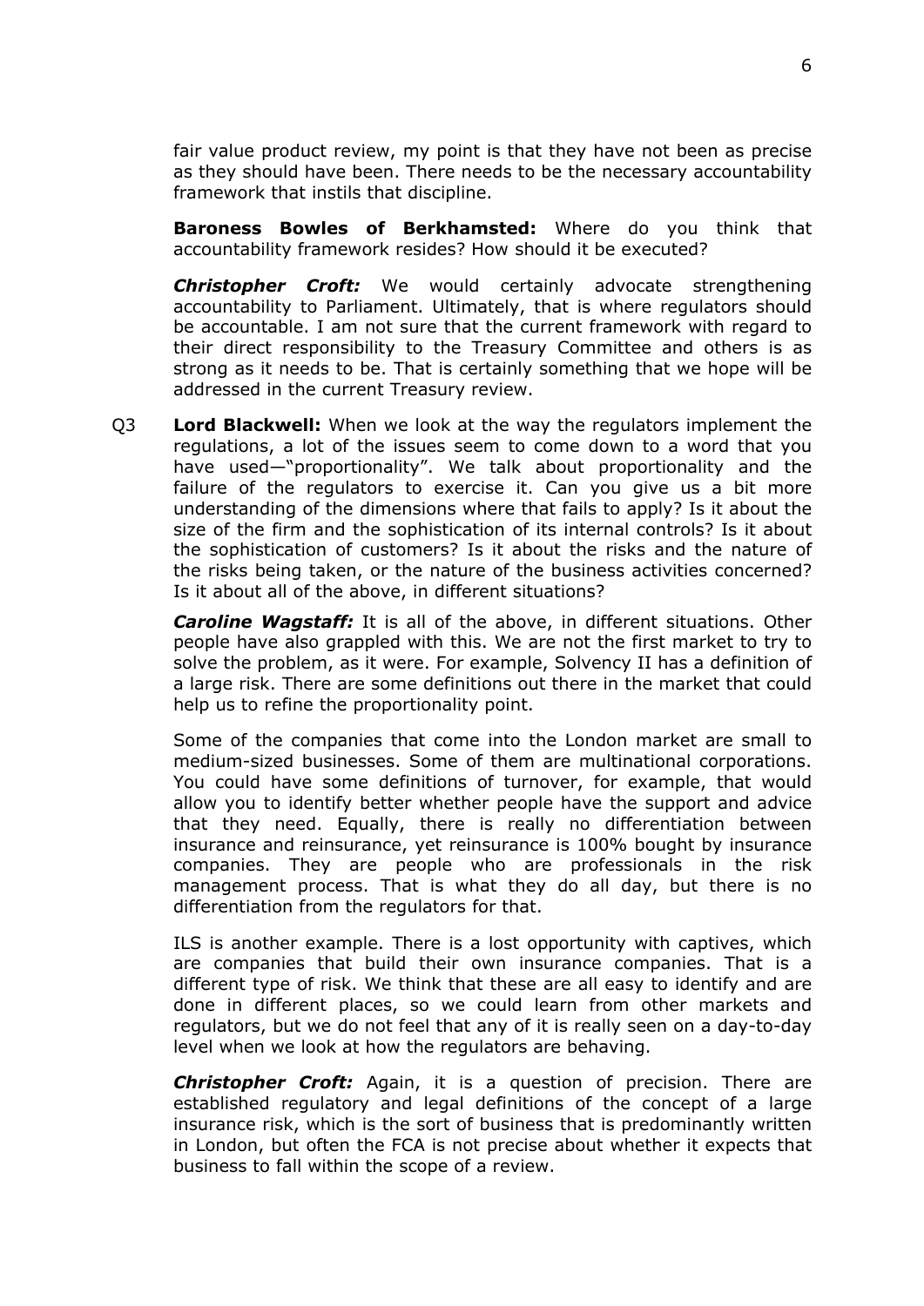fair value product review, my point is that they have not been as precise as they should have been. There needs to be the necessary accountability framework that instils that discipline.

**Baroness Bowles of Berkhamsted:** Where do you think that accountability framework resides? How should it be executed?

***Christopher Croft:*** We would certainly advocate strengthening accountability to Parliament. Ultimately, that is where regulators should be accountable. I am not sure that the current framework with regard to their direct responsibility to the Treasury Committee and others is as strong as it needs to be. That is certainly something that we hope will be addressed in the current Treasury review.

Q3 **Lord Blackwell:** When we look at the way the regulators implement the regulations, a lot of the issues seem to come down to a word that you have used—"proportionality". We talk about proportionality and the failure of the regulators to exercise it. Can you give us a bit more understanding of the dimensions where that fails to apply? Is it about the size of the firm and the sophistication of its internal controls? Is it about the sophistication of customers? Is it about the risks and the nature of the risks being taken, or the nature of the business activities concerned? Is it about all of the above, in different situations?

***Caroline Wagstaff:*** It is all of the above, in different situations. Other people have also grappled with this. We are not the first market to try to solve the problem, as it were. For example, Solvency II has a definition of a large risk. There are some definitions out there in the market that could help us to refine the proportionality point.

Some of the companies that come into the London market are small to medium-sized businesses. Some of them are multinational corporations. You could have some definitions of turnover, for example, that would allow you to identify better whether people have the support and advice that they need. Equally, there is really no differentiation between insurance and reinsurance, yet reinsurance is 100% bought by insurance companies. They are people who are professionals in the risk management process. That is what they do all day, but there is no differentiation from the regulators for that.

ILS is another example. There is a lost opportunity with captives, which are companies that build their own insurance companies. That is a different type of risk. We think that these are all easy to identify and are done in different places, so we could learn from other markets and regulators, but we do not feel that any of it is really seen on a day-to-day level when we look at how the regulators are behaving.

***Christopher Croft:*** Again, it is a question of precision. There are established regulatory and legal definitions of the concept of a large insurance risk, which is the sort of business that is predominantly written in London, but often the FCA is not precise about whether it expects that business to fall within the scope of a review.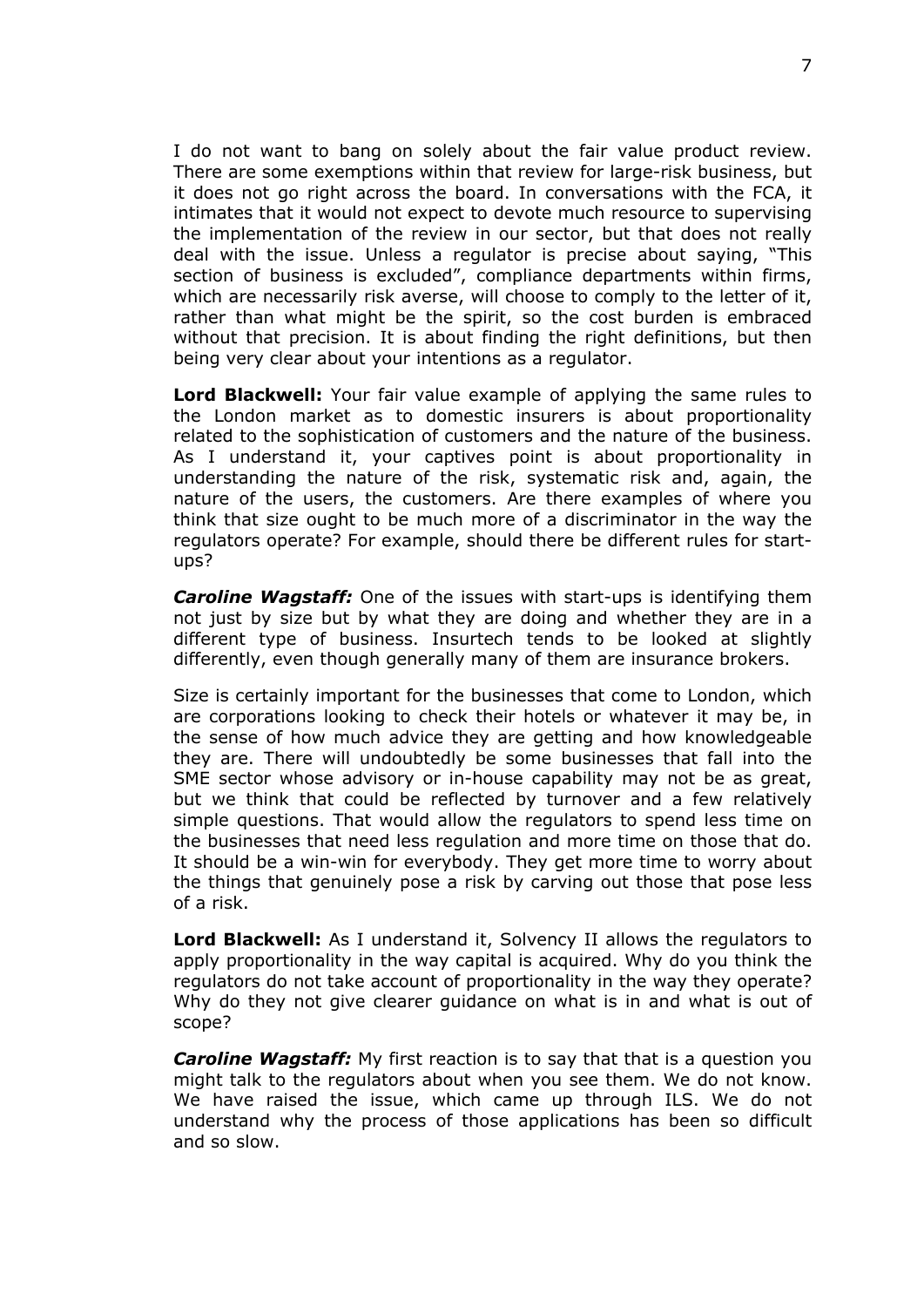I do not want to bang on solely about the fair value product review. There are some exemptions within that review for large-risk business, but it does not go right across the board. In conversations with the FCA, it intimates that it would not expect to devote much resource to supervising the implementation of the review in our sector, but that does not really deal with the issue. Unless a regulator is precise about saying, "This section of business is excluded", compliance departments within firms, which are necessarily risk averse, will choose to comply to the letter of it, rather than what might be the spirit, so the cost burden is embraced without that precision. It is about finding the right definitions, but then being very clear about your intentions as a regulator.

**Lord Blackwell:** Your fair value example of applying the same rules to the London market as to domestic insurers is about proportionality related to the sophistication of customers and the nature of the business. As I understand it, your captives point is about proportionality in understanding the nature of the risk, systematic risk and, again, the nature of the users, the customers. Are there examples of where you think that size ought to be much more of a discriminator in the way the regulators operate? For example, should there be different rules for start-ups?

***Caroline Wagstaff:*** One of the issues with start-ups is identifying them not just by size but by what they are doing and whether they are in a different type of business. Insurtech tends to be looked at slightly differently, even though generally many of them are insurance brokers.

Size is certainly important for the businesses that come to London, which are corporations looking to check their hotels or whatever it may be, in the sense of how much advice they are getting and how knowledgeable they are. There will undoubtedly be some businesses that fall into the SME sector whose advisory or in-house capability may not be as great, but we think that could be reflected by turnover and a few relatively simple questions. That would allow the regulators to spend less time on the businesses that need less regulation and more time on those that do. It should be a win-win for everybody. They get more time to worry about the things that genuinely pose a risk by carving out those that pose less of a risk.

**Lord Blackwell:** As I understand it, Solvency II allows the regulators to apply proportionality in the way capital is acquired. Why do you think the regulators do not take account of proportionality in the way they operate? Why do they not give clearer guidance on what is in and what is out of scope?

***Caroline Wagstaff:*** My first reaction is to say that that is a question you might talk to the regulators about when you see them. We do not know. We have raised the issue, which came up through ILS. We do not understand why the process of those applications has been so difficult and so slow.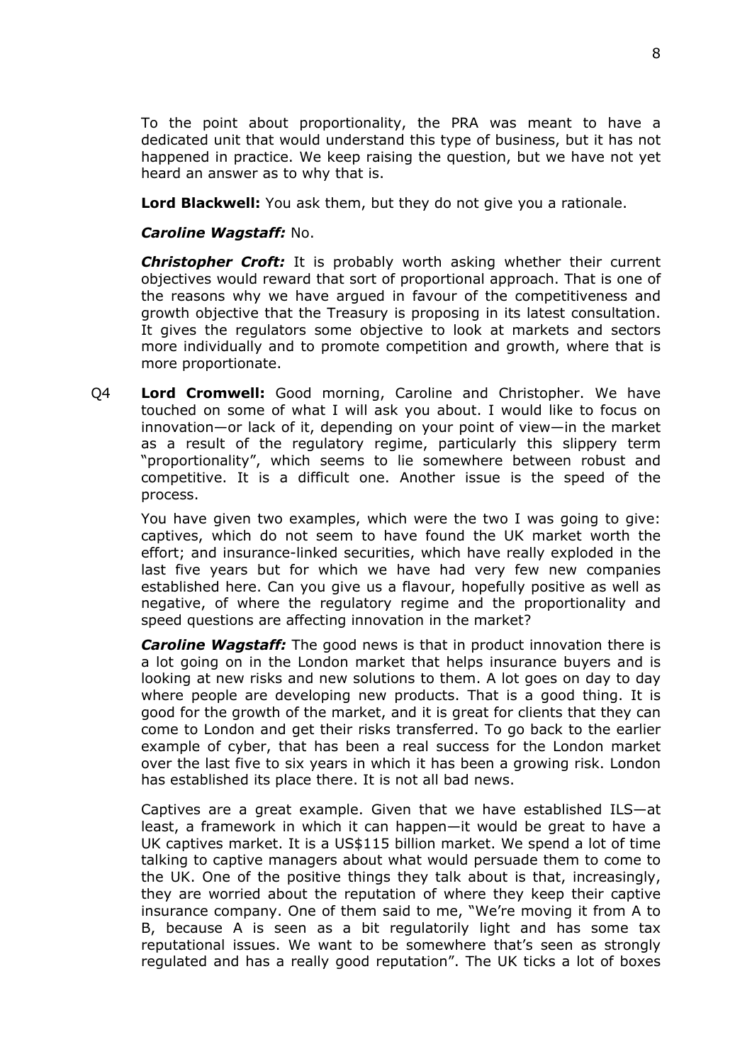To the point about proportionality, the PRA was meant to have a dedicated unit that would understand this type of business, but it has not happened in practice. We keep raising the question, but we have not yet heard an answer as to why that is.

**Lord Blackwell:** You ask them, but they do not give you a rationale.

***Caroline Wagstaff:*** No.

***Christopher Croft:*** It is probably worth asking whether their current objectives would reward that sort of proportional approach. That is one of the reasons why we have argued in favour of the competitiveness and growth objective that the Treasury is proposing in its latest consultation. It gives the regulators some objective to look at markets and sectors more individually and to promote competition and growth, where that is more proportionate.

Q4 **Lord Cromwell:** Good morning, Caroline and Christopher. We have touched on some of what I will ask you about. I would like to focus on innovation—or lack of it, depending on your point of view—in the market as a result of the regulatory regime, particularly this slippery term "proportionality", which seems to lie somewhere between robust and competitive. It is a difficult one. Another issue is the speed of the process.

You have given two examples, which were the two I was going to give: captives, which do not seem to have found the UK market worth the effort; and insurance-linked securities, which have really exploded in the last five years but for which we have had very few new companies established here. Can you give us a flavour, hopefully positive as well as negative, of where the regulatory regime and the proportionality and speed questions are affecting innovation in the market?

***Caroline Wagstaff:*** The good news is that in product innovation there is a lot going on in the London market that helps insurance buyers and is looking at new risks and new solutions to them. A lot goes on day to day where people are developing new products. That is a good thing. It is good for the growth of the market, and it is great for clients that they can come to London and get their risks transferred. To go back to the earlier example of cyber, that has been a real success for the London market over the last five to six years in which it has been a growing risk. London has established its place there. It is not all bad news.

Captives are a great example. Given that we have established ILS—at least, a framework in which it can happen—it would be great to have a UK captives market. It is a US$115 billion market. We spend a lot of time talking to captive managers about what would persuade them to come to the UK. One of the positive things they talk about is that, increasingly, they are worried about the reputation of where they keep their captive insurance company. One of them said to me, "We're moving it from A to B, because A is seen as a bit regulatorily light and has some tax reputational issues. We want to be somewhere that's seen as strongly regulated and has a really good reputation". The UK ticks a lot of boxes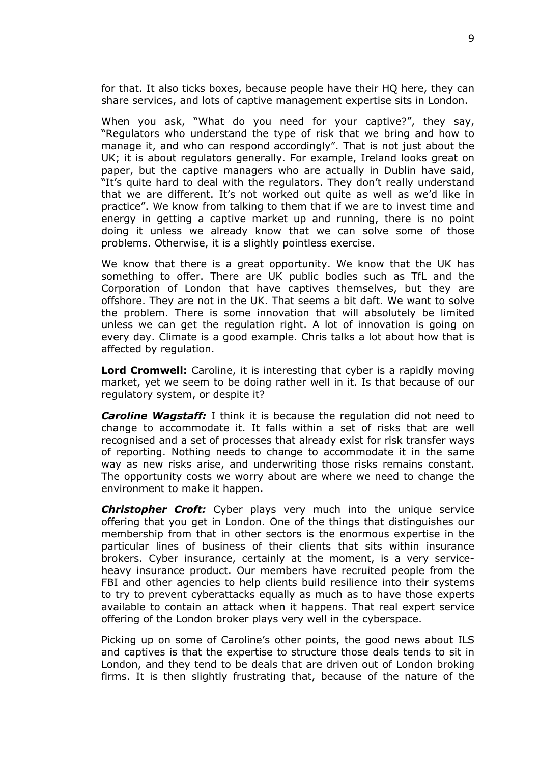for that. It also ticks boxes, because people have their HQ here, they can share services, and lots of captive management expertise sits in London.

When you ask, "What do you need for your captive?", they say, "Regulators who understand the type of risk that we bring and how to manage it, and who can respond accordingly". That is not just about the UK; it is about regulators generally. For example, Ireland looks great on paper, but the captive managers who are actually in Dublin have said, "It's quite hard to deal with the regulators. They don't really understand that we are different. It's not worked out quite as well as we'd like in practice". We know from talking to them that if we are to invest time and energy in getting a captive market up and running, there is no point doing it unless we already know that we can solve some of those problems. Otherwise, it is a slightly pointless exercise.

We know that there is a great opportunity. We know that the UK has something to offer. There are UK public bodies such as TfL and the Corporation of London that have captives themselves, but they are offshore. They are not in the UK. That seems a bit daft. We want to solve the problem. There is some innovation that will absolutely be limited unless we can get the regulation right. A lot of innovation is going on every day. Climate is a good example. Chris talks a lot about how that is affected by regulation.

**Lord Cromwell:** Caroline, it is interesting that cyber is a rapidly moving market, yet we seem to be doing rather well in it. Is that because of our regulatory system, or despite it?

***Caroline Wagstaff:*** I think it is because the regulation did not need to change to accommodate it. It falls within a set of risks that are well recognised and a set of processes that already exist for risk transfer ways of reporting. Nothing needs to change to accommodate it in the same way as new risks arise, and underwriting those risks remains constant. The opportunity costs we worry about are where we need to change the environment to make it happen.

***Christopher Croft:*** Cyber plays very much into the unique service offering that you get in London. One of the things that distinguishes our membership from that in other sectors is the enormous expertise in the particular lines of business of their clients that sits within insurance brokers. Cyber insurance, certainly at the moment, is a very service-heavy insurance product. Our members have recruited people from the FBI and other agencies to help clients build resilience into their systems to try to prevent cyberattacks equally as much as to have those experts available to contain an attack when it happens. That real expert service offering of the London broker plays very well in the cyberspace.

Picking up on some of Caroline's other points, the good news about ILS and captives is that the expertise to structure those deals tends to sit in London, and they tend to be deals that are driven out of London broking firms. It is then slightly frustrating that, because of the nature of the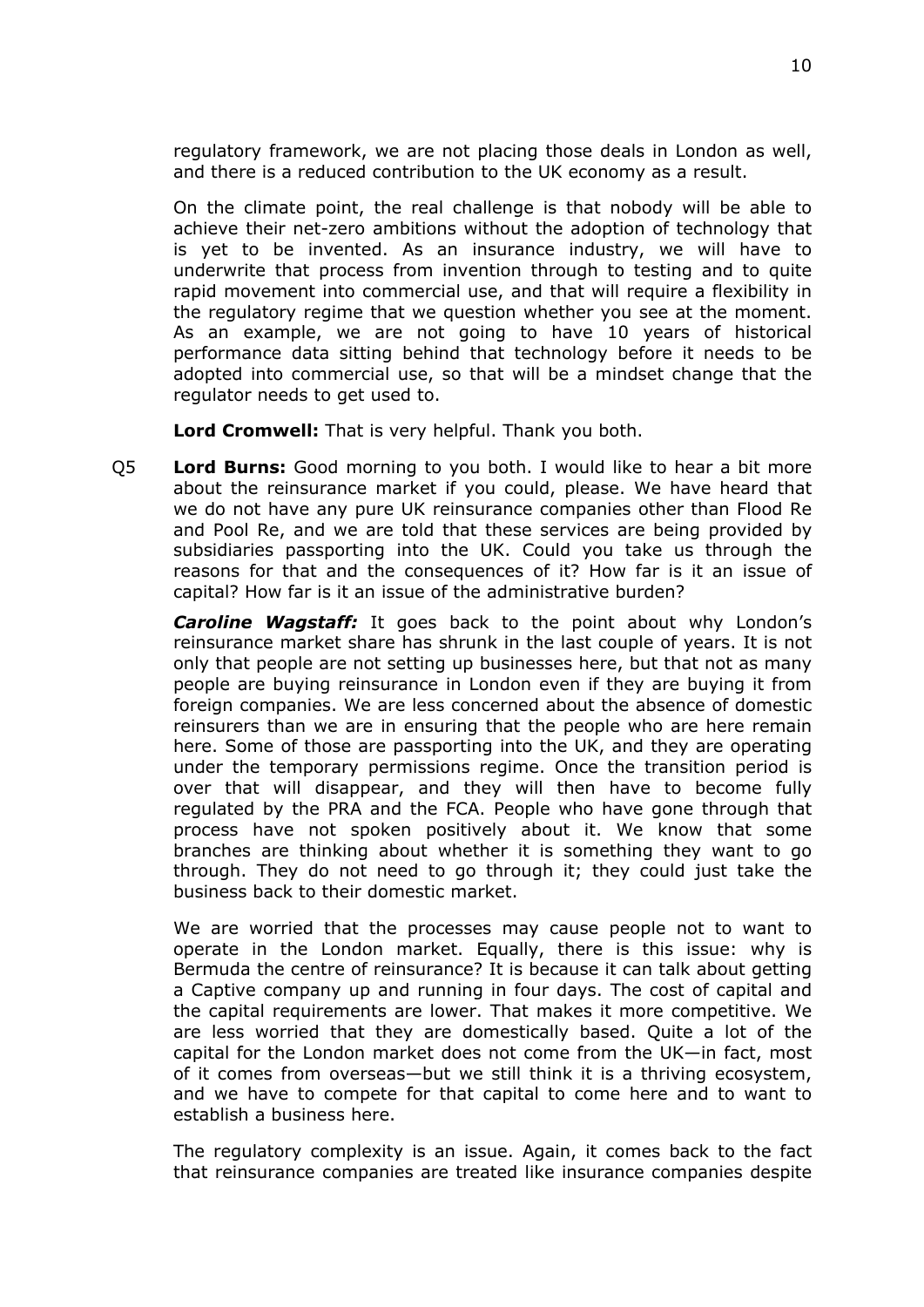regulatory framework, we are not placing those deals in London as well, and there is a reduced contribution to the UK economy as a result.

On the climate point, the real challenge is that nobody will be able to achieve their net-zero ambitions without the adoption of technology that is yet to be invented. As an insurance industry, we will have to underwrite that process from invention through to testing and to quite rapid movement into commercial use, and that will require a flexibility in the regulatory regime that we question whether you see at the moment. As an example, we are not going to have 10 years of historical performance data sitting behind that technology before it needs to be adopted into commercial use, so that will be a mindset change that the regulator needs to get used to.

**Lord Cromwell:** That is very helpful. Thank you both.

Q5 **Lord Burns:** Good morning to you both. I would like to hear a bit more about the reinsurance market if you could, please. We have heard that we do not have any pure UK reinsurance companies other than Flood Re and Pool Re, and we are told that these services are being provided by subsidiaries passporting into the UK. Could you take us through the reasons for that and the consequences of it? How far is it an issue of capital? How far is it an issue of the administrative burden?

***Caroline Wagstaff:*** It goes back to the point about why London's reinsurance market share has shrunk in the last couple of years. It is not only that people are not setting up businesses here, but that not as many people are buying reinsurance in London even if they are buying it from foreign companies. We are less concerned about the absence of domestic reinsurers than we are in ensuring that the people who are here remain here. Some of those are passporting into the UK, and they are operating under the temporary permissions regime. Once the transition period is over that will disappear, and they will then have to become fully regulated by the PRA and the FCA. People who have gone through that process have not spoken positively about it. We know that some branches are thinking about whether it is something they want to go through. They do not need to go through it; they could just take the business back to their domestic market.

We are worried that the processes may cause people not to want to operate in the London market. Equally, there is this issue: why is Bermuda the centre of reinsurance? It is because it can talk about getting a Captive company up and running in four days. The cost of capital and the capital requirements are lower. That makes it more competitive. We are less worried that they are domestically based. Quite a lot of the capital for the London market does not come from the UK—in fact, most of it comes from overseas—but we still think it is a thriving ecosystem, and we have to compete for that capital to come here and to want to establish a business here.

The regulatory complexity is an issue. Again, it comes back to the fact that reinsurance companies are treated like insurance companies despite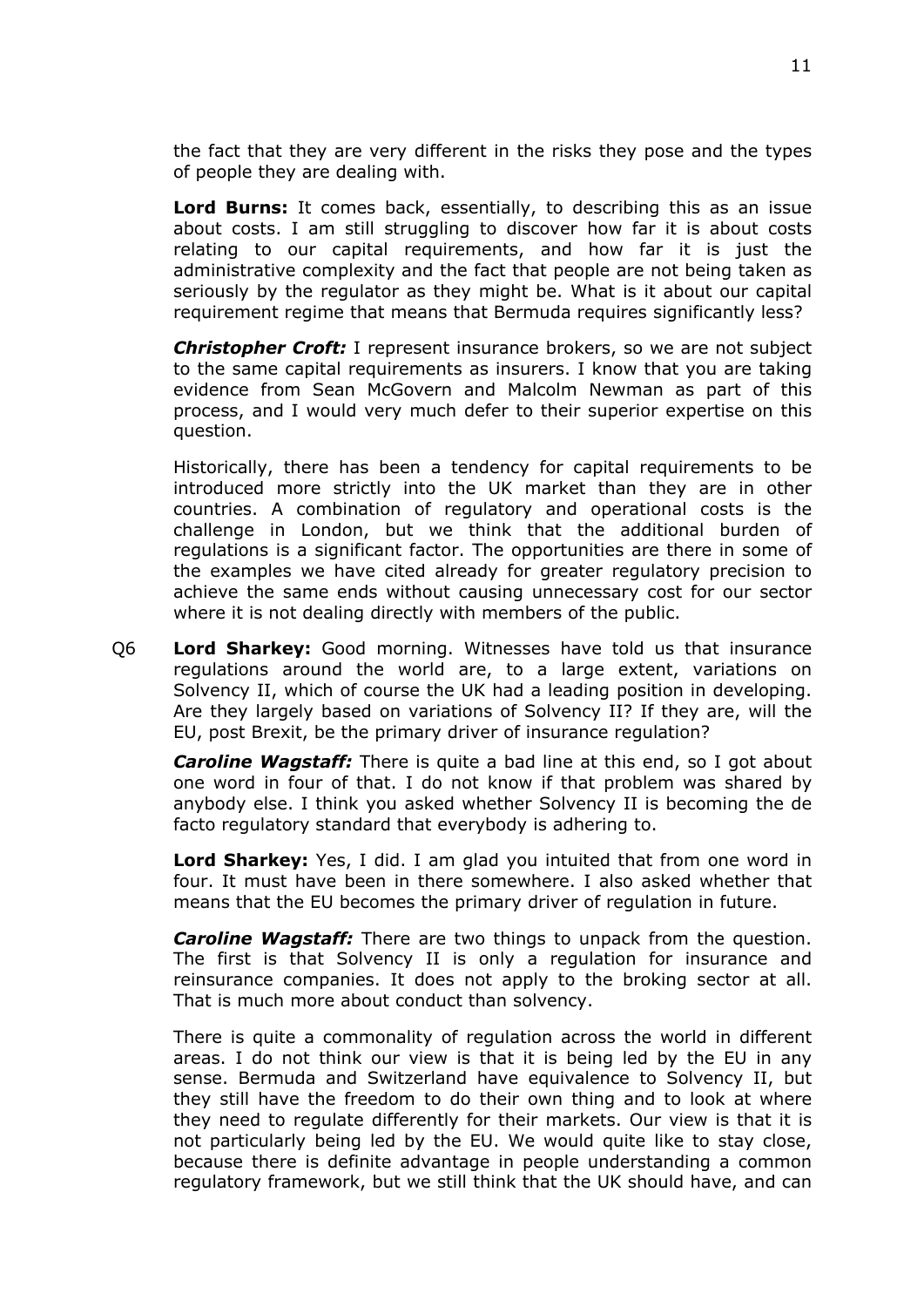the fact that they are very different in the risks they pose and the types of people they are dealing with.

**Lord Burns:** It comes back, essentially, to describing this as an issue about costs. I am still struggling to discover how far it is about costs relating to our capital requirements, and how far it is just the administrative complexity and the fact that people are not being taken as seriously by the regulator as they might be. What is it about our capital requirement regime that means that Bermuda requires significantly less?

***Christopher Croft:*** I represent insurance brokers, so we are not subject to the same capital requirements as insurers. I know that you are taking evidence from Sean McGovern and Malcolm Newman as part of this process, and I would very much defer to their superior expertise on this question.

Historically, there has been a tendency for capital requirements to be introduced more strictly into the UK market than they are in other countries. A combination of regulatory and operational costs is the challenge in London, but we think that the additional burden of regulations is a significant factor. The opportunities are there in some of the examples we have cited already for greater regulatory precision to achieve the same ends without causing unnecessary cost for our sector where it is not dealing directly with members of the public.

Q6 **Lord Sharkey:** Good morning. Witnesses have told us that insurance regulations around the world are, to a large extent, variations on Solvency II, which of course the UK had a leading position in developing. Are they largely based on variations of Solvency II? If they are, will the EU, post Brexit, be the primary driver of insurance regulation?

***Caroline Wagstaff:*** There is quite a bad line at this end, so I got about one word in four of that. I do not know if that problem was shared by anybody else. I think you asked whether Solvency II is becoming the de facto regulatory standard that everybody is adhering to.

**Lord Sharkey:** Yes, I did. I am glad you intuited that from one word in four. It must have been in there somewhere. I also asked whether that means that the EU becomes the primary driver of regulation in future.

***Caroline Wagstaff:*** There are two things to unpack from the question. The first is that Solvency II is only a regulation for insurance and reinsurance companies. It does not apply to the broking sector at all. That is much more about conduct than solvency.

There is quite a commonality of regulation across the world in different areas. I do not think our view is that it is being led by the EU in any sense. Bermuda and Switzerland have equivalence to Solvency II, but they still have the freedom to do their own thing and to look at where they need to regulate differently for their markets. Our view is that it is not particularly being led by the EU. We would quite like to stay close, because there is definite advantage in people understanding a common regulatory framework, but we still think that the UK should have, and can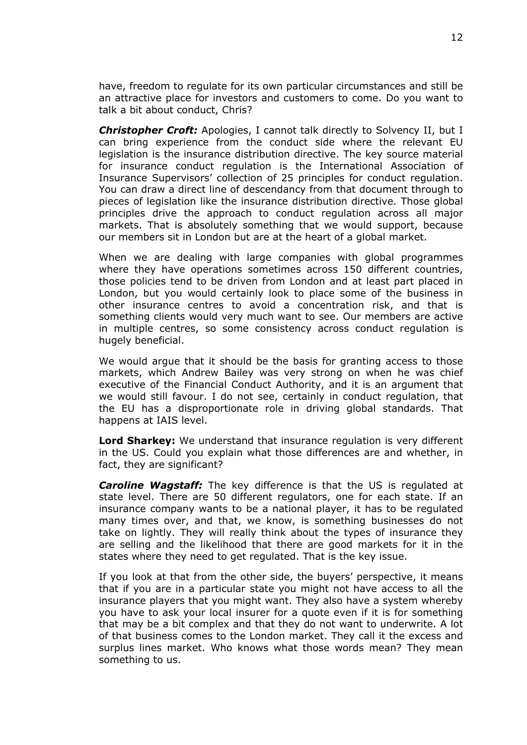have, freedom to regulate for its own particular circumstances and still be an attractive place for investors and customers to come. Do you want to talk a bit about conduct, Chris?

***Christopher Croft:*** Apologies, I cannot talk directly to Solvency II, but I can bring experience from the conduct side where the relevant EU legislation is the insurance distribution directive. The key source material for insurance conduct regulation is the International Association of Insurance Supervisors' collection of 25 principles for conduct regulation. You can draw a direct line of descendancy from that document through to pieces of legislation like the insurance distribution directive. Those global principles drive the approach to conduct regulation across all major markets. That is absolutely something that we would support, because our members sit in London but are at the heart of a global market.

When we are dealing with large companies with global programmes where they have operations sometimes across 150 different countries, those policies tend to be driven from London and at least part placed in London, but you would certainly look to place some of the business in other insurance centres to avoid a concentration risk, and that is something clients would very much want to see. Our members are active in multiple centres, so some consistency across conduct regulation is hugely beneficial.

We would argue that it should be the basis for granting access to those markets, which Andrew Bailey was very strong on when he was chief executive of the Financial Conduct Authority, and it is an argument that we would still favour. I do not see, certainly in conduct regulation, that the EU has a disproportionate role in driving global standards. That happens at IAIS level.

**Lord Sharkey:** We understand that insurance regulation is very different in the US. Could you explain what those differences are and whether, in fact, they are significant?

***Caroline Wagstaff:*** The key difference is that the US is regulated at state level. There are 50 different regulators, one for each state. If an insurance company wants to be a national player, it has to be regulated many times over, and that, we know, is something businesses do not take on lightly. They will really think about the types of insurance they are selling and the likelihood that there are good markets for it in the states where they need to get regulated. That is the key issue.

If you look at that from the other side, the buyers' perspective, it means that if you are in a particular state you might not have access to all the insurance players that you might want. They also have a system whereby you have to ask your local insurer for a quote even if it is for something that may be a bit complex and that they do not want to underwrite. A lot of that business comes to the London market. They call it the excess and surplus lines market. Who knows what those words mean? They mean something to us.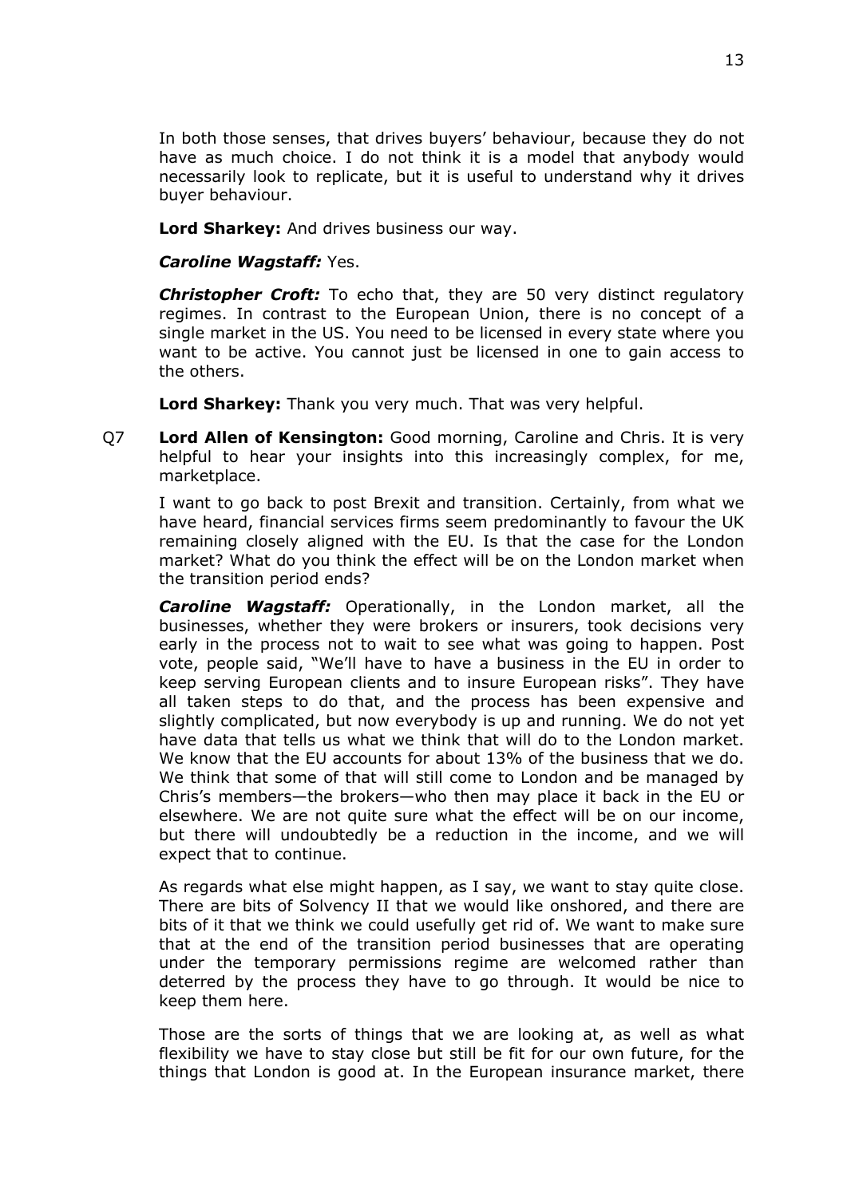In both those senses, that drives buyers' behaviour, because they do not have as much choice. I do not think it is a model that anybody would necessarily look to replicate, but it is useful to understand why it drives buyer behaviour.

**Lord Sharkey:** And drives business our way.

***Caroline Wagstaff:*** Yes.

***Christopher Croft:*** To echo that, they are 50 very distinct regulatory regimes. In contrast to the European Union, there is no concept of a single market in the US. You need to be licensed in every state where you want to be active. You cannot just be licensed in one to gain access to the others.

**Lord Sharkey:** Thank you very much. That was very helpful.

Q7 **Lord Allen of Kensington:** Good morning, Caroline and Chris. It is very helpful to hear your insights into this increasingly complex, for me, marketplace.

I want to go back to post Brexit and transition. Certainly, from what we have heard, financial services firms seem predominantly to favour the UK remaining closely aligned with the EU. Is that the case for the London market? What do you think the effect will be on the London market when the transition period ends?

***Caroline Wagstaff:*** Operationally, in the London market, all the businesses, whether they were brokers or insurers, took decisions very early in the process not to wait to see what was going to happen. Post vote, people said, "We'll have to have a business in the EU in order to keep serving European clients and to insure European risks". They have all taken steps to do that, and the process has been expensive and slightly complicated, but now everybody is up and running. We do not yet have data that tells us what we think that will do to the London market. We know that the EU accounts for about 13% of the business that we do. We think that some of that will still come to London and be managed by Chris's members—the brokers—who then may place it back in the EU or elsewhere. We are not quite sure what the effect will be on our income, but there will undoubtedly be a reduction in the income, and we will expect that to continue.

As regards what else might happen, as I say, we want to stay quite close. There are bits of Solvency II that we would like onshored, and there are bits of it that we think we could usefully get rid of. We want to make sure that at the end of the transition period businesses that are operating under the temporary permissions regime are welcomed rather than deterred by the process they have to go through. It would be nice to keep them here.

Those are the sorts of things that we are looking at, as well as what flexibility we have to stay close but still be fit for our own future, for the things that London is good at. In the European insurance market, there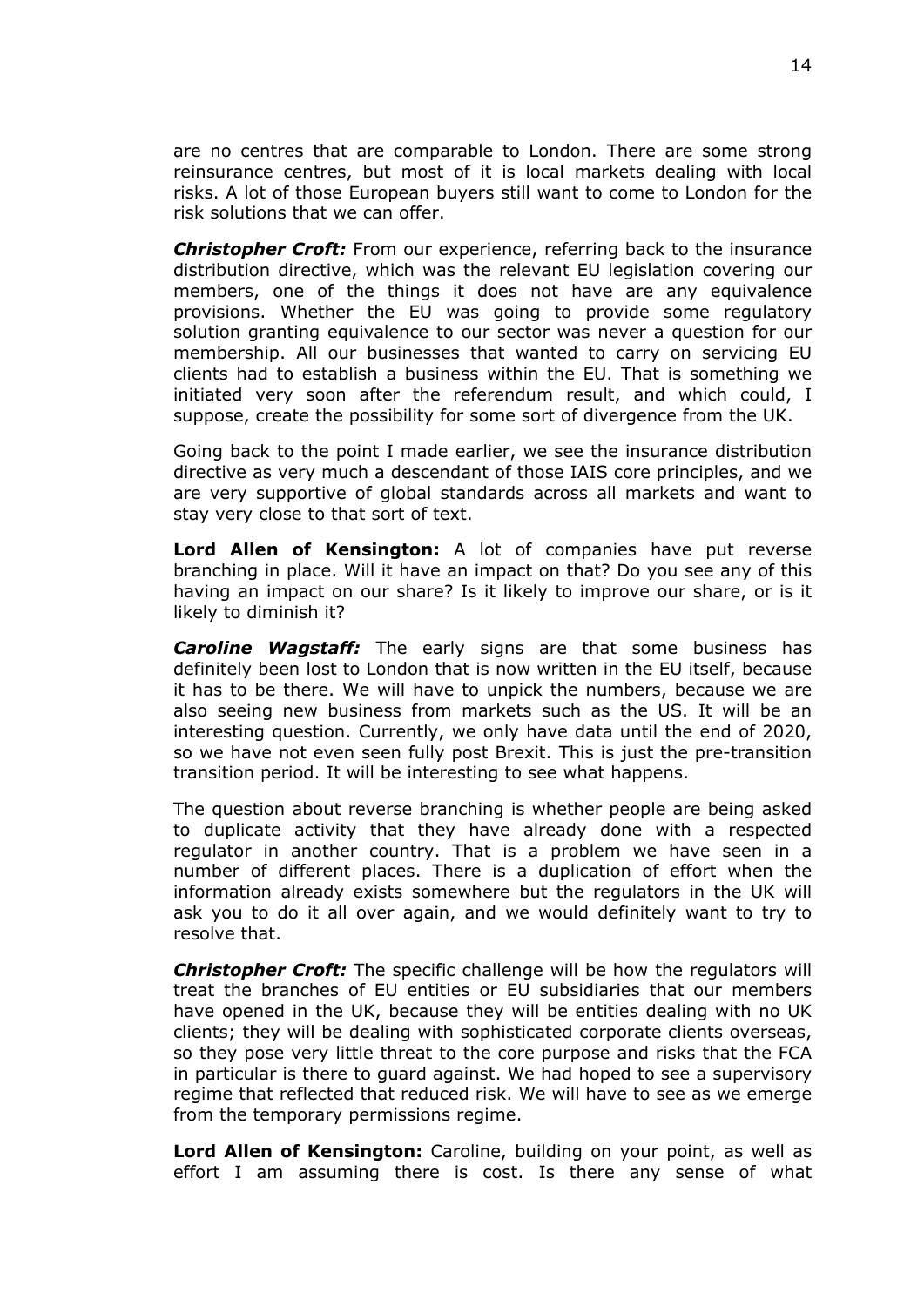are no centres that are comparable to London. There are some strong reinsurance centres, but most of it is local markets dealing with local risks. A lot of those European buyers still want to come to London for the risk solutions that we can offer.

***Christopher Croft:*** From our experience, referring back to the insurance distribution directive, which was the relevant EU legislation covering our members, one of the things it does not have are any equivalence provisions. Whether the EU was going to provide some regulatory solution granting equivalence to our sector was never a question for our membership. All our businesses that wanted to carry on servicing EU clients had to establish a business within the EU. That is something we initiated very soon after the referendum result, and which could, I suppose, create the possibility for some sort of divergence from the UK.

Going back to the point I made earlier, we see the insurance distribution directive as very much a descendant of those IAIS core principles, and we are very supportive of global standards across all markets and want to stay very close to that sort of text.

**Lord Allen of Kensington:** A lot of companies have put reverse branching in place. Will it have an impact on that? Do you see any of this having an impact on our share? Is it likely to improve our share, or is it likely to diminish it?

***Caroline Wagstaff:*** The early signs are that some business has definitely been lost to London that is now written in the EU itself, because it has to be there. We will have to unpick the numbers, because we are also seeing new business from markets such as the US. It will be an interesting question. Currently, we only have data until the end of 2020, so we have not even seen fully post Brexit. This is just the pre-transition transition period. It will be interesting to see what happens.

The question about reverse branching is whether people are being asked to duplicate activity that they have already done with a respected regulator in another country. That is a problem we have seen in a number of different places. There is a duplication of effort when the information already exists somewhere but the regulators in the UK will ask you to do it all over again, and we would definitely want to try to resolve that.

***Christopher Croft:*** The specific challenge will be how the regulators will treat the branches of EU entities or EU subsidiaries that our members have opened in the UK, because they will be entities dealing with no UK clients; they will be dealing with sophisticated corporate clients overseas, so they pose very little threat to the core purpose and risks that the FCA in particular is there to guard against. We had hoped to see a supervisory regime that reflected that reduced risk. We will have to see as we emerge from the temporary permissions regime.

**Lord Allen of Kensington:** Caroline, building on your point, as well as effort I am assuming there is cost. Is there any sense of what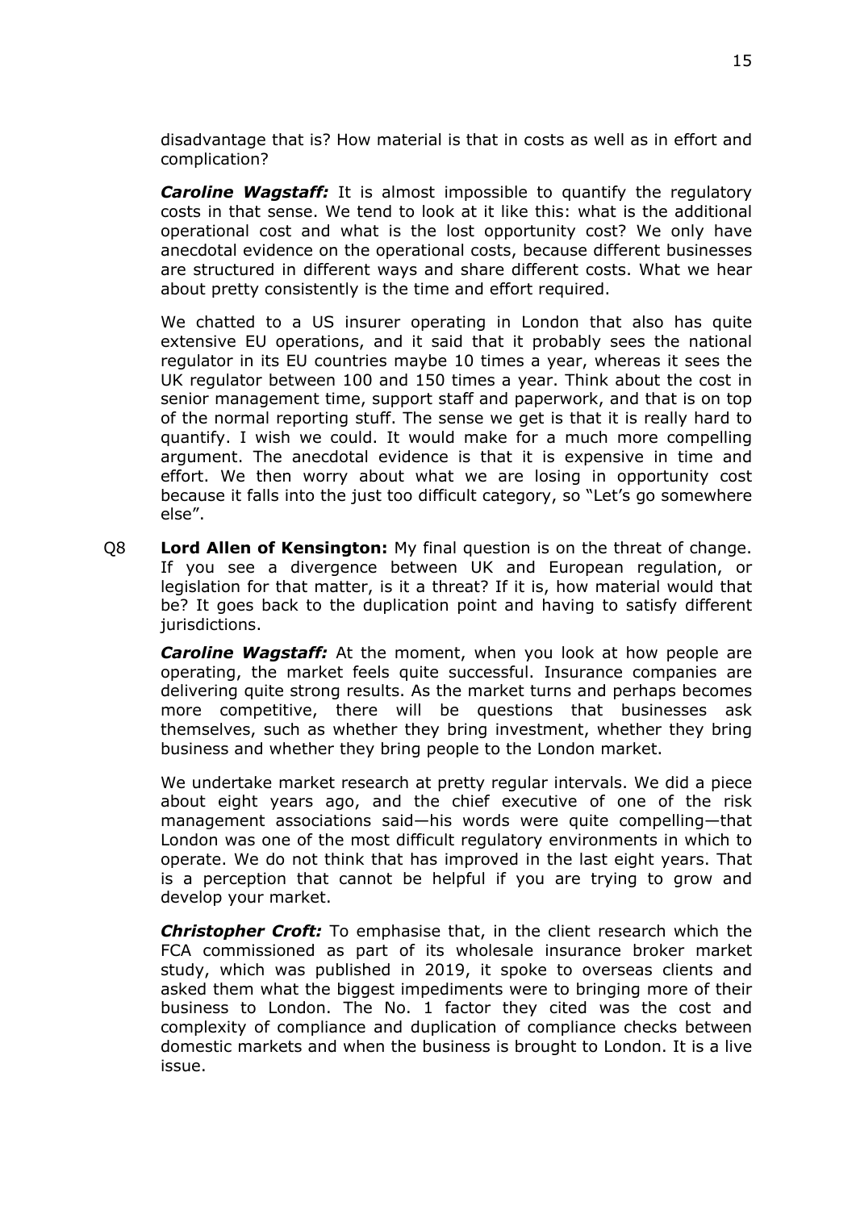disadvantage that is? How material is that in costs as well as in effort and complication?

***Caroline Wagstaff:*** It is almost impossible to quantify the regulatory costs in that sense. We tend to look at it like this: what is the additional operational cost and what is the lost opportunity cost? We only have anecdotal evidence on the operational costs, because different businesses are structured in different ways and share different costs. What we hear about pretty consistently is the time and effort required.

We chatted to a US insurer operating in London that also has quite extensive EU operations, and it said that it probably sees the national regulator in its EU countries maybe 10 times a year, whereas it sees the UK regulator between 100 and 150 times a year. Think about the cost in senior management time, support staff and paperwork, and that is on top of the normal reporting stuff. The sense we get is that it is really hard to quantify. I wish we could. It would make for a much more compelling argument. The anecdotal evidence is that it is expensive in time and effort. We then worry about what we are losing in opportunity cost because it falls into the just too difficult category, so "Let's go somewhere else".

Q8 **Lord Allen of Kensington:** My final question is on the threat of change. If you see a divergence between UK and European regulation, or legislation for that matter, is it a threat? If it is, how material would that be? It goes back to the duplication point and having to satisfy different jurisdictions.

***Caroline Wagstaff:*** At the moment, when you look at how people are operating, the market feels quite successful. Insurance companies are delivering quite strong results. As the market turns and perhaps becomes more competitive, there will be questions that businesses ask themselves, such as whether they bring investment, whether they bring business and whether they bring people to the London market.

We undertake market research at pretty regular intervals. We did a piece about eight years ago, and the chief executive of one of the risk management associations said—his words were quite compelling—that London was one of the most difficult regulatory environments in which to operate. We do not think that has improved in the last eight years. That is a perception that cannot be helpful if you are trying to grow and develop your market.

***Christopher Croft:*** To emphasise that, in the client research which the FCA commissioned as part of its wholesale insurance broker market study, which was published in 2019, it spoke to overseas clients and asked them what the biggest impediments were to bringing more of their business to London. The No. 1 factor they cited was the cost and complexity of compliance and duplication of compliance checks between domestic markets and when the business is brought to London. It is a live issue.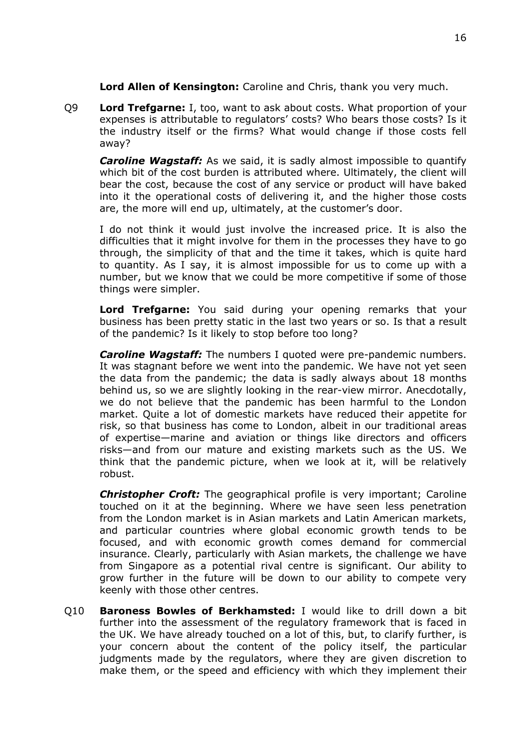**Lord Allen of Kensington:** Caroline and Chris, thank you very much.

Q9 **Lord Trefgarne:** I, too, want to ask about costs. What proportion of your expenses is attributable to regulators' costs? Who bears those costs? Is it the industry itself or the firms? What would change if those costs fell away?

***Caroline Wagstaff:*** As we said, it is sadly almost impossible to quantify which bit of the cost burden is attributed where. Ultimately, the client will bear the cost, because the cost of any service or product will have baked into it the operational costs of delivering it, and the higher those costs are, the more will end up, ultimately, at the customer's door.

I do not think it would just involve the increased price. It is also the difficulties that it might involve for them in the processes they have to go through, the simplicity of that and the time it takes, which is quite hard to quantity. As I say, it is almost impossible for us to come up with a number, but we know that we could be more competitive if some of those things were simpler.

**Lord Trefgarne:** You said during your opening remarks that your business has been pretty static in the last two years or so. Is that a result of the pandemic? Is it likely to stop before too long?

***Caroline Wagstaff:*** The numbers I quoted were pre-pandemic numbers. It was stagnant before we went into the pandemic. We have not yet seen the data from the pandemic; the data is sadly always about 18 months behind us, so we are slightly looking in the rear-view mirror. Anecdotally, we do not believe that the pandemic has been harmful to the London market. Quite a lot of domestic markets have reduced their appetite for risk, so that business has come to London, albeit in our traditional areas of expertise—marine and aviation or things like directors and officers risks—and from our mature and existing markets such as the US. We think that the pandemic picture, when we look at it, will be relatively robust.

***Christopher Croft:*** The geographical profile is very important; Caroline touched on it at the beginning. Where we have seen less penetration from the London market is in Asian markets and Latin American markets, and particular countries where global economic growth tends to be focused, and with economic growth comes demand for commercial insurance. Clearly, particularly with Asian markets, the challenge we have from Singapore as a potential rival centre is significant. Our ability to grow further in the future will be down to our ability to compete very keenly with those other centres.

Q10 **Baroness Bowles of Berkhamsted:** I would like to drill down a bit further into the assessment of the regulatory framework that is faced in the UK. We have already touched on a lot of this, but, to clarify further, is your concern about the content of the policy itself, the particular judgments made by the regulators, where they are given discretion to make them, or the speed and efficiency with which they implement their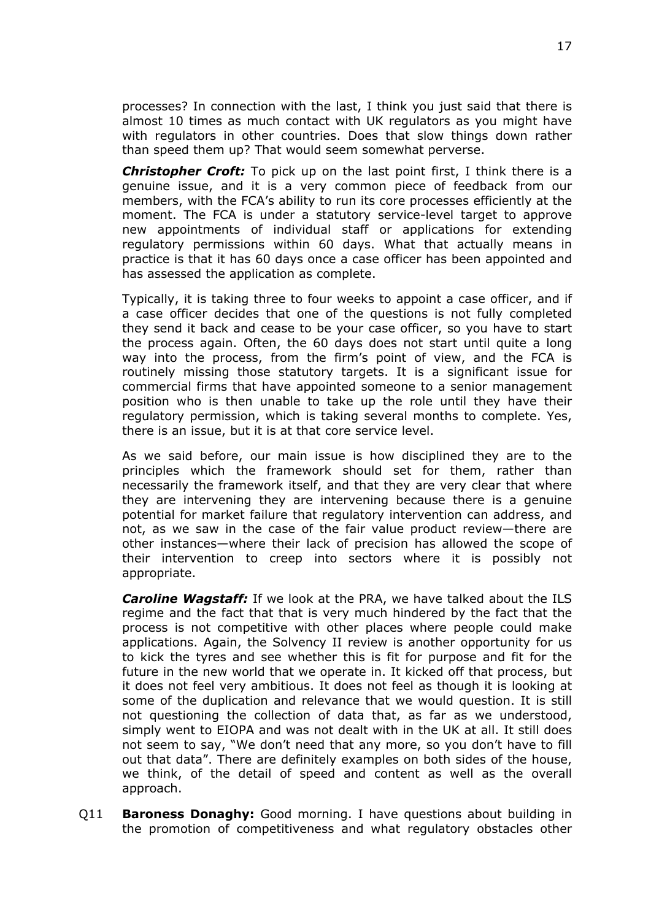processes? In connection with the last, I think you just said that there is almost 10 times as much contact with UK regulators as you might have with regulators in other countries. Does that slow things down rather than speed them up? That would seem somewhat perverse.

***Christopher Croft:*** To pick up on the last point first, I think there is a genuine issue, and it is a very common piece of feedback from our members, with the FCA's ability to run its core processes efficiently at the moment. The FCA is under a statutory service-level target to approve new appointments of individual staff or applications for extending regulatory permissions within 60 days. What that actually means in practice is that it has 60 days once a case officer has been appointed and has assessed the application as complete.

Typically, it is taking three to four weeks to appoint a case officer, and if a case officer decides that one of the questions is not fully completed they send it back and cease to be your case officer, so you have to start the process again. Often, the 60 days does not start until quite a long way into the process, from the firm's point of view, and the FCA is routinely missing those statutory targets. It is a significant issue for commercial firms that have appointed someone to a senior management position who is then unable to take up the role until they have their regulatory permission, which is taking several months to complete. Yes, there is an issue, but it is at that core service level.

As we said before, our main issue is how disciplined they are to the principles which the framework should set for them, rather than necessarily the framework itself, and that they are very clear that where they are intervening they are intervening because there is a genuine potential for market failure that regulatory intervention can address, and not, as we saw in the case of the fair value product review—there are other instances—where their lack of precision has allowed the scope of their intervention to creep into sectors where it is possibly not appropriate.

***Caroline Wagstaff:*** If we look at the PRA, we have talked about the ILS regime and the fact that that is very much hindered by the fact that the process is not competitive with other places where people could make applications. Again, the Solvency II review is another opportunity for us to kick the tyres and see whether this is fit for purpose and fit for the future in the new world that we operate in. It kicked off that process, but it does not feel very ambitious. It does not feel as though it is looking at some of the duplication and relevance that we would question. It is still not questioning the collection of data that, as far as we understood, simply went to EIOPA and was not dealt with in the UK at all. It still does not seem to say, "We don't need that any more, so you don't have to fill out that data". There are definitely examples on both sides of the house, we think, of the detail of speed and content as well as the overall approach.

Q11 **Baroness Donaghy:** Good morning. I have questions about building in the promotion of competitiveness and what regulatory obstacles other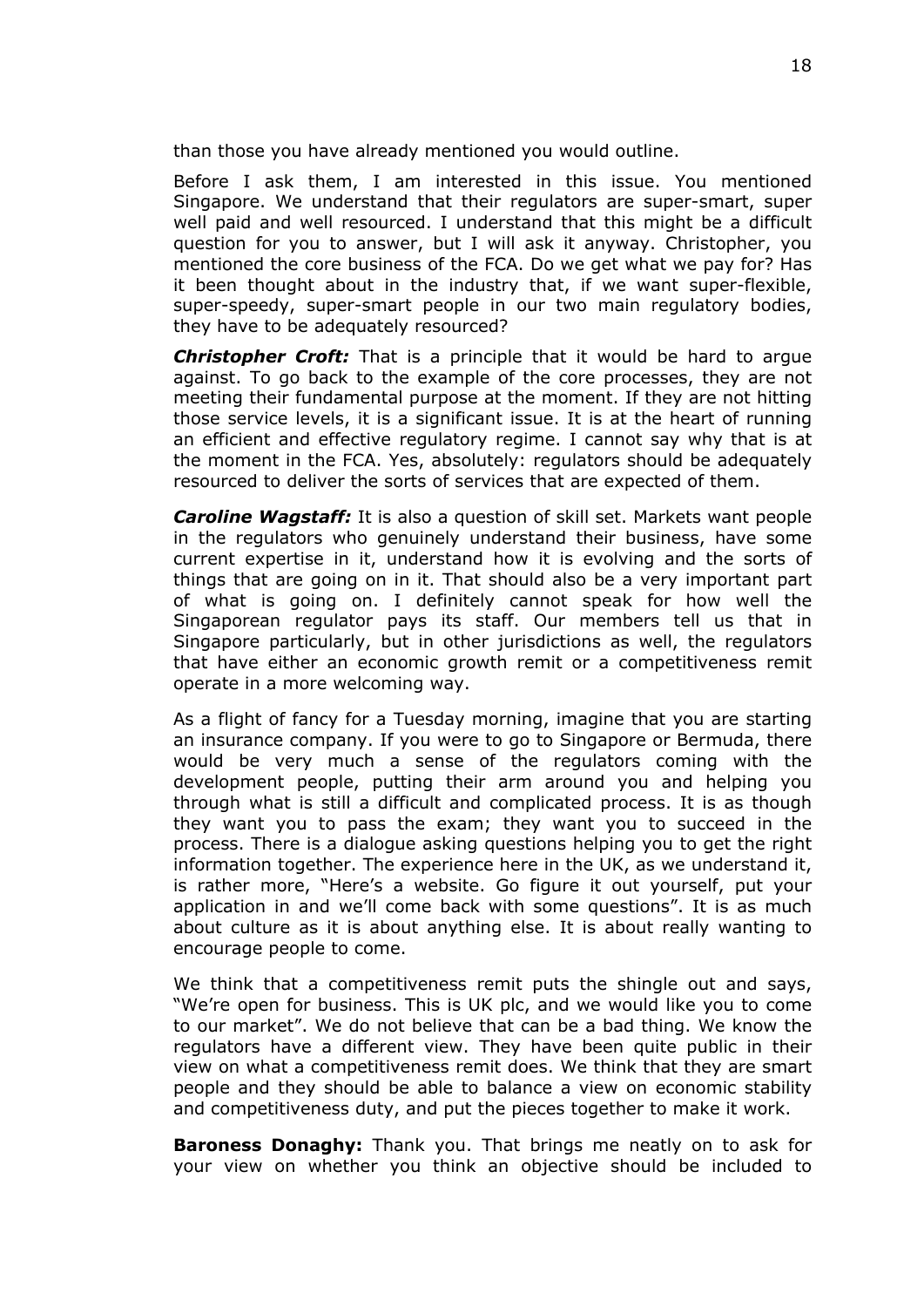than those you have already mentioned you would outline.

Before I ask them, I am interested in this issue. You mentioned Singapore. We understand that their regulators are super-smart, super well paid and well resourced. I understand that this might be a difficult question for you to answer, but I will ask it anyway. Christopher, you mentioned the core business of the FCA. Do we get what we pay for? Has it been thought about in the industry that, if we want super-flexible, super-speedy, super-smart people in our two main regulatory bodies, they have to be adequately resourced?

***Christopher Croft:*** That is a principle that it would be hard to argue against. To go back to the example of the core processes, they are not meeting their fundamental purpose at the moment. If they are not hitting those service levels, it is a significant issue. It is at the heart of running an efficient and effective regulatory regime. I cannot say why that is at the moment in the FCA. Yes, absolutely: regulators should be adequately resourced to deliver the sorts of services that are expected of them.

***Caroline Wagstaff:*** It is also a question of skill set. Markets want people in the regulators who genuinely understand their business, have some current expertise in it, understand how it is evolving and the sorts of things that are going on in it. That should also be a very important part of what is going on. I definitely cannot speak for how well the Singaporean regulator pays its staff. Our members tell us that in Singapore particularly, but in other jurisdictions as well, the regulators that have either an economic growth remit or a competitiveness remit operate in a more welcoming way.

As a flight of fancy for a Tuesday morning, imagine that you are starting an insurance company. If you were to go to Singapore or Bermuda, there would be very much a sense of the regulators coming with the development people, putting their arm around you and helping you through what is still a difficult and complicated process. It is as though they want you to pass the exam; they want you to succeed in the process. There is a dialogue asking questions helping you to get the right information together. The experience here in the UK, as we understand it, is rather more, "Here's a website. Go figure it out yourself, put your application in and we'll come back with some questions". It is as much about culture as it is about anything else. It is about really wanting to encourage people to come.

We think that a competitiveness remit puts the shingle out and says, "We're open for business. This is UK plc, and we would like you to come to our market". We do not believe that can be a bad thing. We know the regulators have a different view. They have been quite public in their view on what a competitiveness remit does. We think that they are smart people and they should be able to balance a view on economic stability and competitiveness duty, and put the pieces together to make it work.

**Baroness Donaghy:** Thank you. That brings me neatly on to ask for your view on whether you think an objective should be included to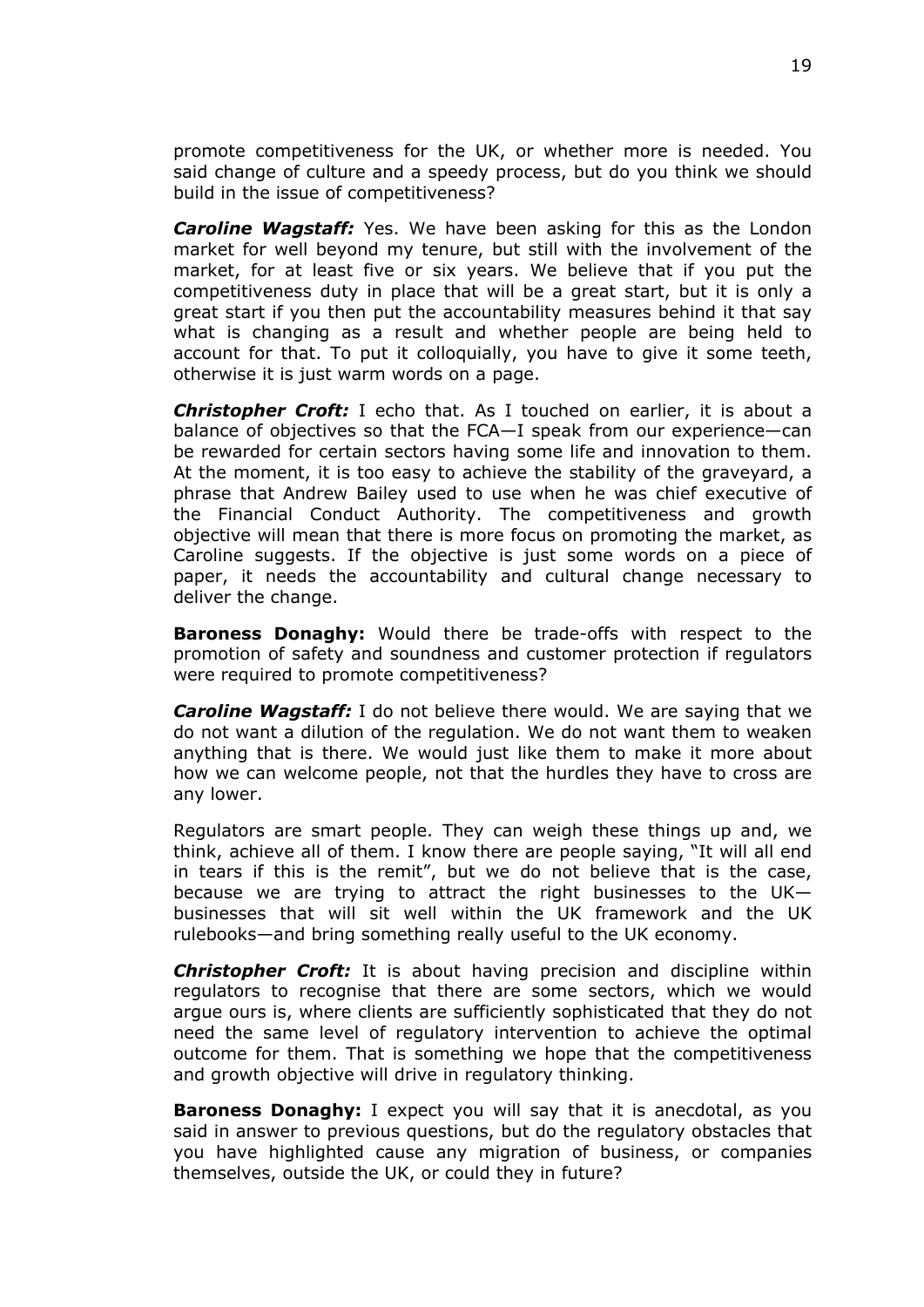promote competitiveness for the UK, or whether more is needed. You said change of culture and a speedy process, but do you think we should build in the issue of competitiveness?

***Caroline Wagstaff:*** Yes. We have been asking for this as the London market for well beyond my tenure, but still with the involvement of the market, for at least five or six years. We believe that if you put the competitiveness duty in place that will be a great start, but it is only a great start if you then put the accountability measures behind it that say what is changing as a result and whether people are being held to account for that. To put it colloquially, you have to give it some teeth, otherwise it is just warm words on a page.

***Christopher Croft:*** I echo that. As I touched on earlier, it is about a balance of objectives so that the FCA—I speak from our experience—can be rewarded for certain sectors having some life and innovation to them. At the moment, it is too easy to achieve the stability of the graveyard, a phrase that Andrew Bailey used to use when he was chief executive of the Financial Conduct Authority. The competitiveness and growth objective will mean that there is more focus on promoting the market, as Caroline suggests. If the objective is just some words on a piece of paper, it needs the accountability and cultural change necessary to deliver the change.

**Baroness Donaghy:** Would there be trade-offs with respect to the promotion of safety and soundness and customer protection if regulators were required to promote competitiveness?

***Caroline Wagstaff:*** I do not believe there would. We are saying that we do not want a dilution of the regulation. We do not want them to weaken anything that is there. We would just like them to make it more about how we can welcome people, not that the hurdles they have to cross are any lower.

Regulators are smart people. They can weigh these things up and, we think, achieve all of them. I know there are people saying, "It will all end in tears if this is the remit", but we do not believe that is the case, because we are trying to attract the right businesses to the UK—businesses that will sit well within the UK framework and the UK rulebooks—and bring something really useful to the UK economy.

***Christopher Croft:*** It is about having precision and discipline within regulators to recognise that there are some sectors, which we would argue ours is, where clients are sufficiently sophisticated that they do not need the same level of regulatory intervention to achieve the optimal outcome for them. That is something we hope that the competitiveness and growth objective will drive in regulatory thinking.

**Baroness Donaghy:** I expect you will say that it is anecdotal, as you said in answer to previous questions, but do the regulatory obstacles that you have highlighted cause any migration of business, or companies themselves, outside the UK, or could they in future?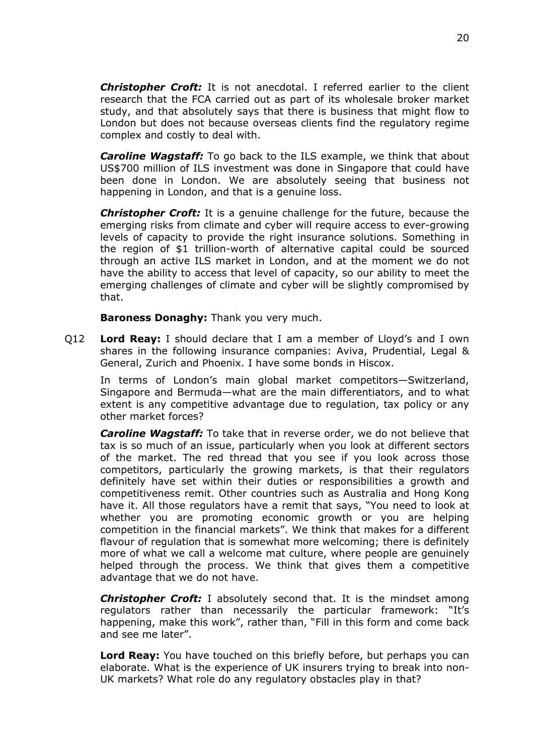***Christopher Croft:*** It is not anecdotal. I referred earlier to the client research that the FCA carried out as part of its wholesale broker market study, and that absolutely says that there is business that might flow to London but does not because overseas clients find the regulatory regime complex and costly to deal with.

***Caroline Wagstaff:*** To go back to the ILS example, we think that about US$700 million of ILS investment was done in Singapore that could have been done in London. We are absolutely seeing that business not happening in London, and that is a genuine loss.

***Christopher Croft:*** It is a genuine challenge for the future, because the emerging risks from climate and cyber will require access to ever-growing levels of capacity to provide the right insurance solutions. Something in the region of $1 trillion-worth of alternative capital could be sourced through an active ILS market in London, and at the moment we do not have the ability to access that level of capacity, so our ability to meet the emerging challenges of climate and cyber will be slightly compromised by that.

**Baroness Donaghy:** Thank you very much.

Q12 **Lord Reay:** I should declare that I am a member of Lloyd's and I own shares in the following insurance companies: Aviva, Prudential, Legal & General, Zurich and Phoenix. I have some bonds in Hiscox.

In terms of London's main global market competitors—Switzerland, Singapore and Bermuda—what are the main differentiators, and to what extent is any competitive advantage due to regulation, tax policy or any other market forces?

***Caroline Wagstaff:*** To take that in reverse order, we do not believe that tax is so much of an issue, particularly when you look at different sectors of the market. The red thread that you see if you look across those competitors, particularly the growing markets, is that their regulators definitely have set within their duties or responsibilities a growth and competitiveness remit. Other countries such as Australia and Hong Kong have it. All those regulators have a remit that says, "You need to look at whether you are promoting economic growth or you are helping competition in the financial markets". We think that makes for a different flavour of regulation that is somewhat more welcoming; there is definitely more of what we call a welcome mat culture, where people are genuinely helped through the process. We think that gives them a competitive advantage that we do not have.

***Christopher Croft:*** I absolutely second that. It is the mindset among regulators rather than necessarily the particular framework: "It's happening, make this work", rather than, "Fill in this form and come back and see me later".

**Lord Reay:** You have touched on this briefly before, but perhaps you can elaborate. What is the experience of UK insurers trying to break into non-UK markets? What role do any regulatory obstacles play in that?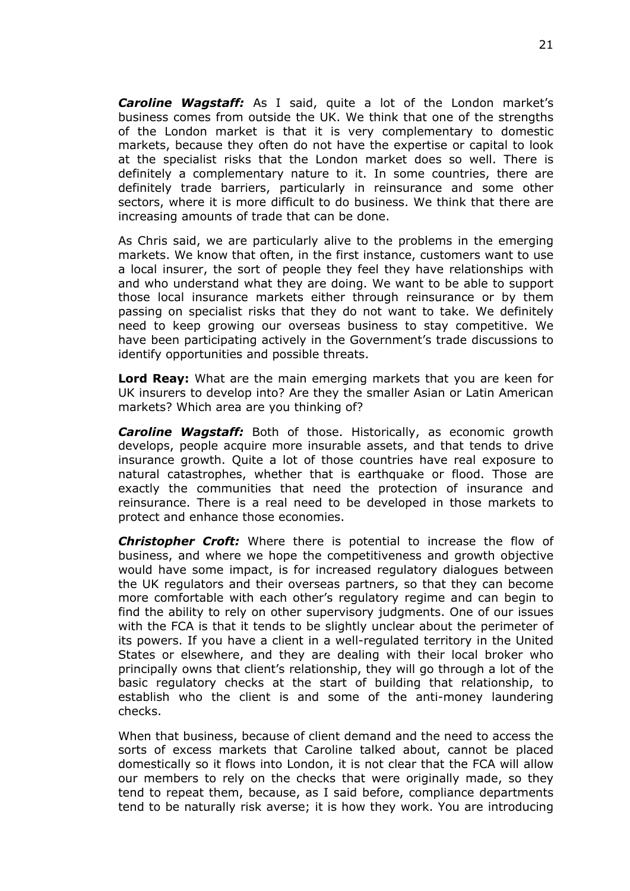***Caroline Wagstaff:*** As I said, quite a lot of the London market's business comes from outside the UK. We think that one of the strengths of the London market is that it is very complementary to domestic markets, because they often do not have the expertise or capital to look at the specialist risks that the London market does so well. There is definitely a complementary nature to it. In some countries, there are definitely trade barriers, particularly in reinsurance and some other sectors, where it is more difficult to do business. We think that there are increasing amounts of trade that can be done.

As Chris said, we are particularly alive to the problems in the emerging markets. We know that often, in the first instance, customers want to use a local insurer, the sort of people they feel they have relationships with and who understand what they are doing. We want to be able to support those local insurance markets either through reinsurance or by them passing on specialist risks that they do not want to take. We definitely need to keep growing our overseas business to stay competitive. We have been participating actively in the Government's trade discussions to identify opportunities and possible threats.

**Lord Reay:** What are the main emerging markets that you are keen for UK insurers to develop into? Are they the smaller Asian or Latin American markets? Which area are you thinking of?

***Caroline Wagstaff:*** Both of those. Historically, as economic growth develops, people acquire more insurable assets, and that tends to drive insurance growth. Quite a lot of those countries have real exposure to natural catastrophes, whether that is earthquake or flood. Those are exactly the communities that need the protection of insurance and reinsurance. There is a real need to be developed in those markets to protect and enhance those economies.

***Christopher Croft:*** Where there is potential to increase the flow of business, and where we hope the competitiveness and growth objective would have some impact, is for increased regulatory dialogues between the UK regulators and their overseas partners, so that they can become more comfortable with each other's regulatory regime and can begin to find the ability to rely on other supervisory judgments. One of our issues with the FCA is that it tends to be slightly unclear about the perimeter of its powers. If you have a client in a well-regulated territory in the United States or elsewhere, and they are dealing with their local broker who principally owns that client's relationship, they will go through a lot of the basic regulatory checks at the start of building that relationship, to establish who the client is and some of the anti-money laundering checks.

When that business, because of client demand and the need to access the sorts of excess markets that Caroline talked about, cannot be placed domestically so it flows into London, it is not clear that the FCA will allow our members to rely on the checks that were originally made, so they tend to repeat them, because, as I said before, compliance departments tend to be naturally risk averse; it is how they work. You are introducing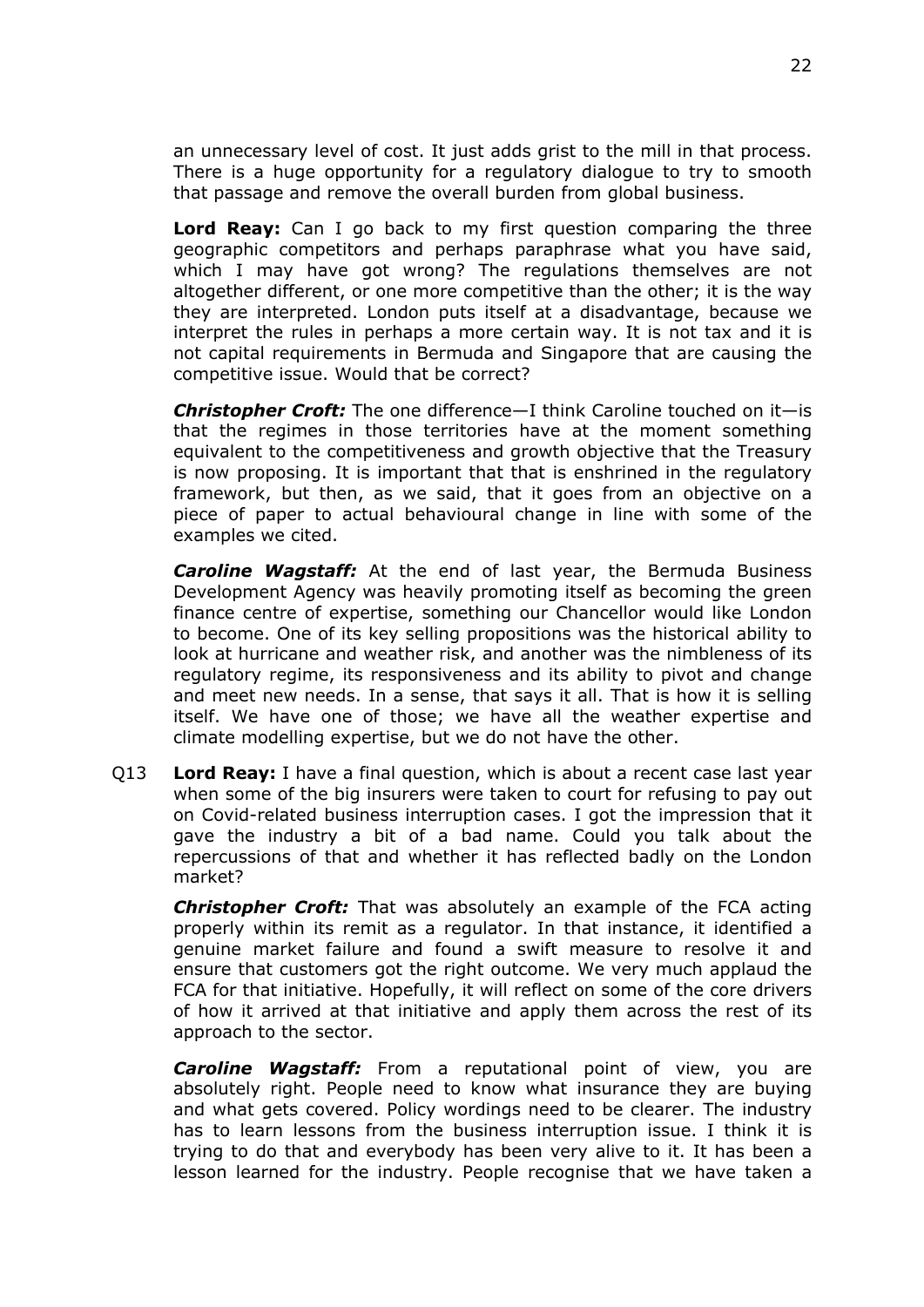an unnecessary level of cost. It just adds grist to the mill in that process. There is a huge opportunity for a regulatory dialogue to try to smooth that passage and remove the overall burden from global business.

**Lord Reay:** Can I go back to my first question comparing the three geographic competitors and perhaps paraphrase what you have said, which I may have got wrong? The regulations themselves are not altogether different, or one more competitive than the other; it is the way they are interpreted. London puts itself at a disadvantage, because we interpret the rules in perhaps a more certain way. It is not tax and it is not capital requirements in Bermuda and Singapore that are causing the competitive issue. Would that be correct?

***Christopher Croft:*** The one difference—I think Caroline touched on it—is that the regimes in those territories have at the moment something equivalent to the competitiveness and growth objective that the Treasury is now proposing. It is important that that is enshrined in the regulatory framework, but then, as we said, that it goes from an objective on a piece of paper to actual behavioural change in line with some of the examples we cited.

***Caroline Wagstaff:*** At the end of last year, the Bermuda Business Development Agency was heavily promoting itself as becoming the green finance centre of expertise, something our Chancellor would like London to become. One of its key selling propositions was the historical ability to look at hurricane and weather risk, and another was the nimbleness of its regulatory regime, its responsiveness and its ability to pivot and change and meet new needs. In a sense, that says it all. That is how it is selling itself. We have one of those; we have all the weather expertise and climate modelling expertise, but we do not have the other.

Q13 **Lord Reay:** I have a final question, which is about a recent case last year when some of the big insurers were taken to court for refusing to pay out on Covid-related business interruption cases. I got the impression that it gave the industry a bit of a bad name. Could you talk about the repercussions of that and whether it has reflected badly on the London market?

***Christopher Croft:*** That was absolutely an example of the FCA acting properly within its remit as a regulator. In that instance, it identified a genuine market failure and found a swift measure to resolve it and ensure that customers got the right outcome. We very much applaud the FCA for that initiative. Hopefully, it will reflect on some of the core drivers of how it arrived at that initiative and apply them across the rest of its approach to the sector.

***Caroline Wagstaff:*** From a reputational point of view, you are absolutely right. People need to know what insurance they are buying and what gets covered. Policy wordings need to be clearer. The industry has to learn lessons from the business interruption issue. I think it is trying to do that and everybody has been very alive to it. It has been a lesson learned for the industry. People recognise that we have taken a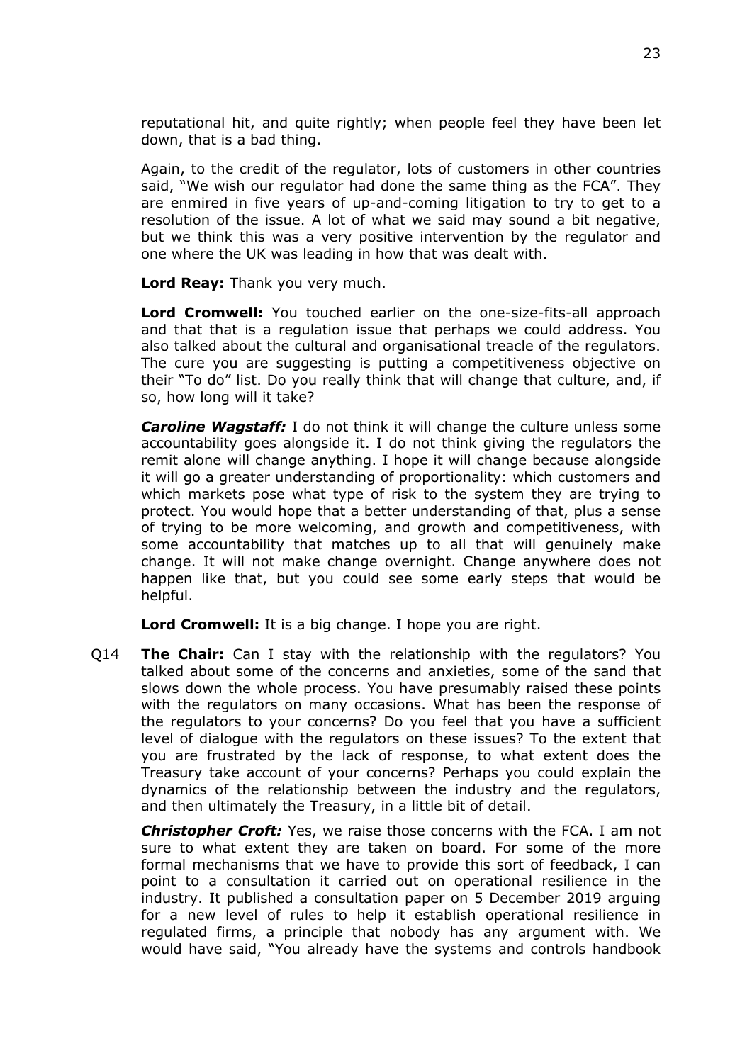reputational hit, and quite rightly; when people feel they have been let down, that is a bad thing.

Again, to the credit of the regulator, lots of customers in other countries said, "We wish our regulator had done the same thing as the FCA". They are enmired in five years of up-and-coming litigation to try to get to a resolution of the issue. A lot of what we said may sound a bit negative, but we think this was a very positive intervention by the regulator and one where the UK was leading in how that was dealt with.

**Lord Reay:** Thank you very much.

**Lord Cromwell:** You touched earlier on the one-size-fits-all approach and that that is a regulation issue that perhaps we could address. You also talked about the cultural and organisational treacle of the regulators. The cure you are suggesting is putting a competitiveness objective on their "To do" list. Do you really think that will change that culture, and, if so, how long will it take?

***Caroline Wagstaff:*** I do not think it will change the culture unless some accountability goes alongside it. I do not think giving the regulators the remit alone will change anything. I hope it will change because alongside it will go a greater understanding of proportionality: which customers and which markets pose what type of risk to the system they are trying to protect. You would hope that a better understanding of that, plus a sense of trying to be more welcoming, and growth and competitiveness, with some accountability that matches up to all that will genuinely make change. It will not make change overnight. Change anywhere does not happen like that, but you could see some early steps that would be helpful.

**Lord Cromwell:** It is a big change. I hope you are right.

Q14 **The Chair:** Can I stay with the relationship with the regulators? You talked about some of the concerns and anxieties, some of the sand that slows down the whole process. You have presumably raised these points with the regulators on many occasions. What has been the response of the regulators to your concerns? Do you feel that you have a sufficient level of dialogue with the regulators on these issues? To the extent that you are frustrated by the lack of response, to what extent does the Treasury take account of your concerns? Perhaps you could explain the dynamics of the relationship between the industry and the regulators, and then ultimately the Treasury, in a little bit of detail.

***Christopher Croft:*** Yes, we raise those concerns with the FCA. I am not sure to what extent they are taken on board. For some of the more formal mechanisms that we have to provide this sort of feedback, I can point to a consultation it carried out on operational resilience in the industry. It published a consultation paper on 5 December 2019 arguing for a new level of rules to help it establish operational resilience in regulated firms, a principle that nobody has any argument with. We would have said, "You already have the systems and controls handbook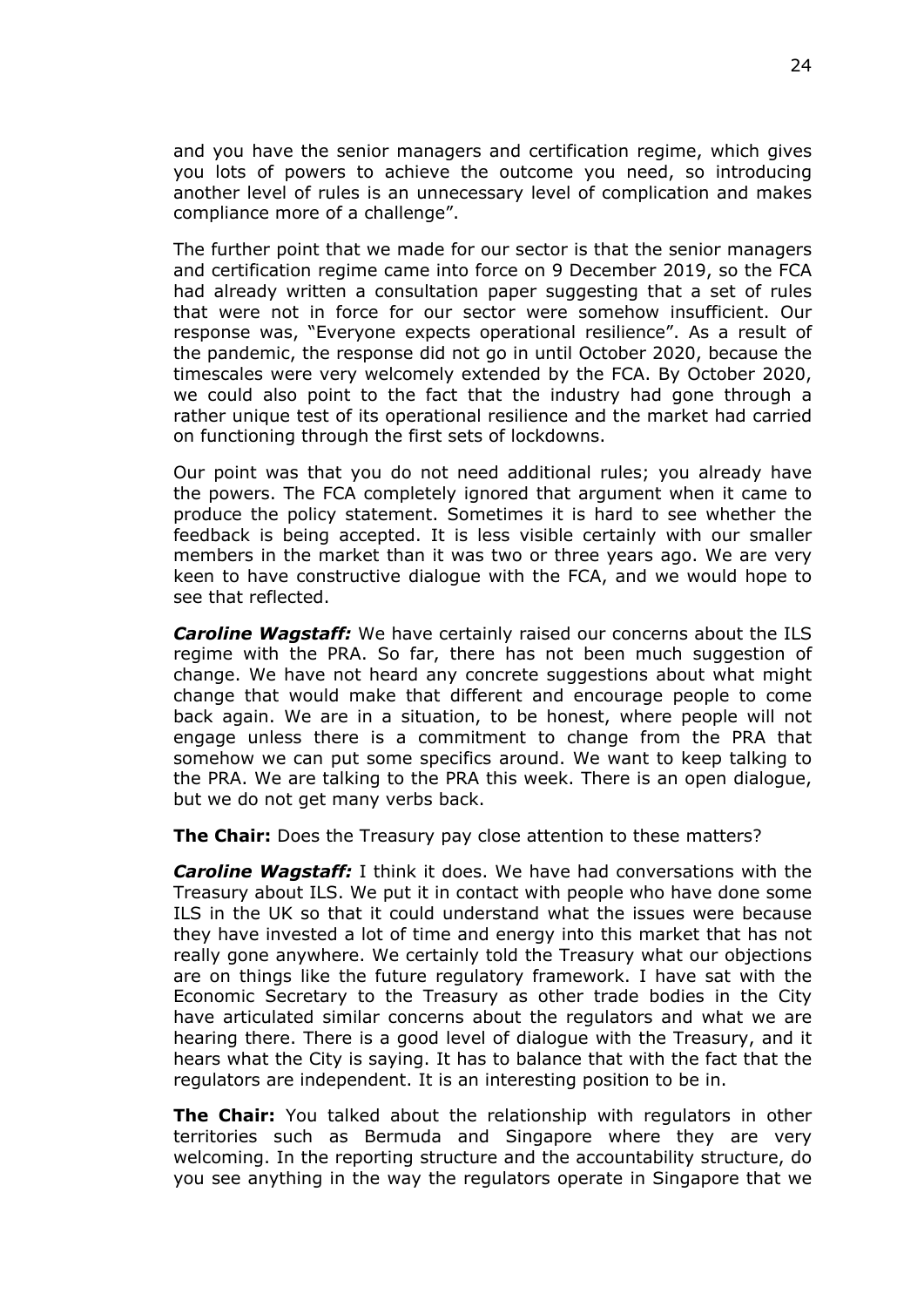and you have the senior managers and certification regime, which gives you lots of powers to achieve the outcome you need, so introducing another level of rules is an unnecessary level of complication and makes compliance more of a challenge".

The further point that we made for our sector is that the senior managers and certification regime came into force on 9 December 2019, so the FCA had already written a consultation paper suggesting that a set of rules that were not in force for our sector were somehow insufficient. Our response was, "Everyone expects operational resilience". As a result of the pandemic, the response did not go in until October 2020, because the timescales were very welcomely extended by the FCA. By October 2020, we could also point to the fact that the industry had gone through a rather unique test of its operational resilience and the market had carried on functioning through the first sets of lockdowns.

Our point was that you do not need additional rules; you already have the powers. The FCA completely ignored that argument when it came to produce the policy statement. Sometimes it is hard to see whether the feedback is being accepted. It is less visible certainly with our smaller members in the market than it was two or three years ago. We are very keen to have constructive dialogue with the FCA, and we would hope to see that reflected.

***Caroline Wagstaff:*** We have certainly raised our concerns about the ILS regime with the PRA. So far, there has not been much suggestion of change. We have not heard any concrete suggestions about what might change that would make that different and encourage people to come back again. We are in a situation, to be honest, where people will not engage unless there is a commitment to change from the PRA that somehow we can put some specifics around. We want to keep talking to the PRA. We are talking to the PRA this week. There is an open dialogue, but we do not get many verbs back.

**The Chair:** Does the Treasury pay close attention to these matters?

***Caroline Wagstaff:*** I think it does. We have had conversations with the Treasury about ILS. We put it in contact with people who have done some ILS in the UK so that it could understand what the issues were because they have invested a lot of time and energy into this market that has not really gone anywhere. We certainly told the Treasury what our objections are on things like the future regulatory framework. I have sat with the Economic Secretary to the Treasury as other trade bodies in the City have articulated similar concerns about the regulators and what we are hearing there. There is a good level of dialogue with the Treasury, and it hears what the City is saying. It has to balance that with the fact that the regulators are independent. It is an interesting position to be in.

**The Chair:** You talked about the relationship with regulators in other territories such as Bermuda and Singapore where they are very welcoming. In the reporting structure and the accountability structure, do you see anything in the way the regulators operate in Singapore that we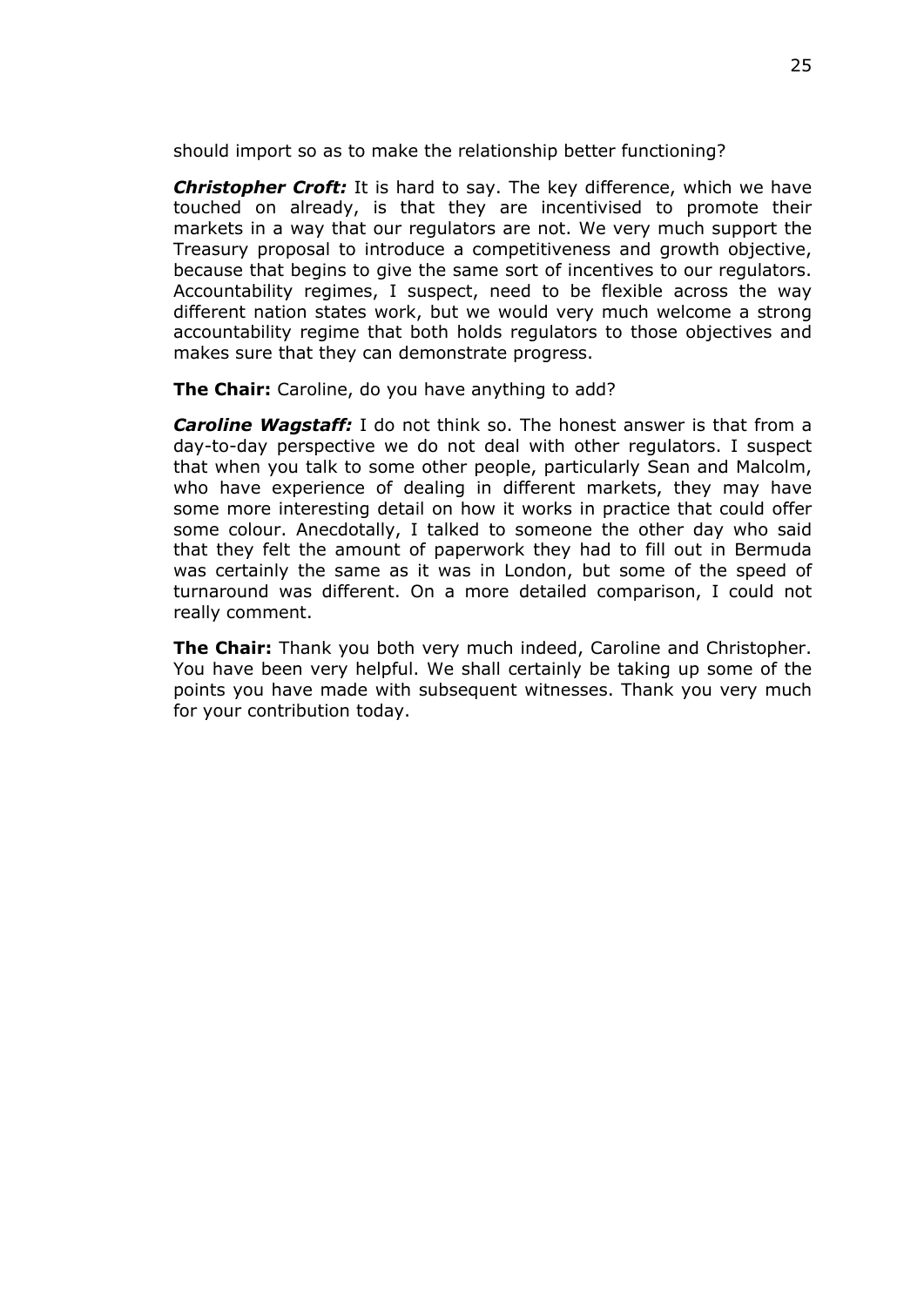should import so as to make the relationship better functioning?

***Christopher Croft:*** It is hard to say. The key difference, which we have touched on already, is that they are incentivised to promote their markets in a way that our regulators are not. We very much support the Treasury proposal to introduce a competitiveness and growth objective, because that begins to give the same sort of incentives to our regulators. Accountability regimes, I suspect, need to be flexible across the way different nation states work, but we would very much welcome a strong accountability regime that both holds regulators to those objectives and makes sure that they can demonstrate progress.

**The Chair:** Caroline, do you have anything to add?

***Caroline Wagstaff:*** I do not think so. The honest answer is that from a day-to-day perspective we do not deal with other regulators. I suspect that when you talk to some other people, particularly Sean and Malcolm, who have experience of dealing in different markets, they may have some more interesting detail on how it works in practice that could offer some colour. Anecdotally, I talked to someone the other day who said that they felt the amount of paperwork they had to fill out in Bermuda was certainly the same as it was in London, but some of the speed of turnaround was different. On a more detailed comparison, I could not really comment.

**The Chair:** Thank you both very much indeed, Caroline and Christopher. You have been very helpful. We shall certainly be taking up some of the points you have made with subsequent witnesses. Thank you very much for your contribution today.